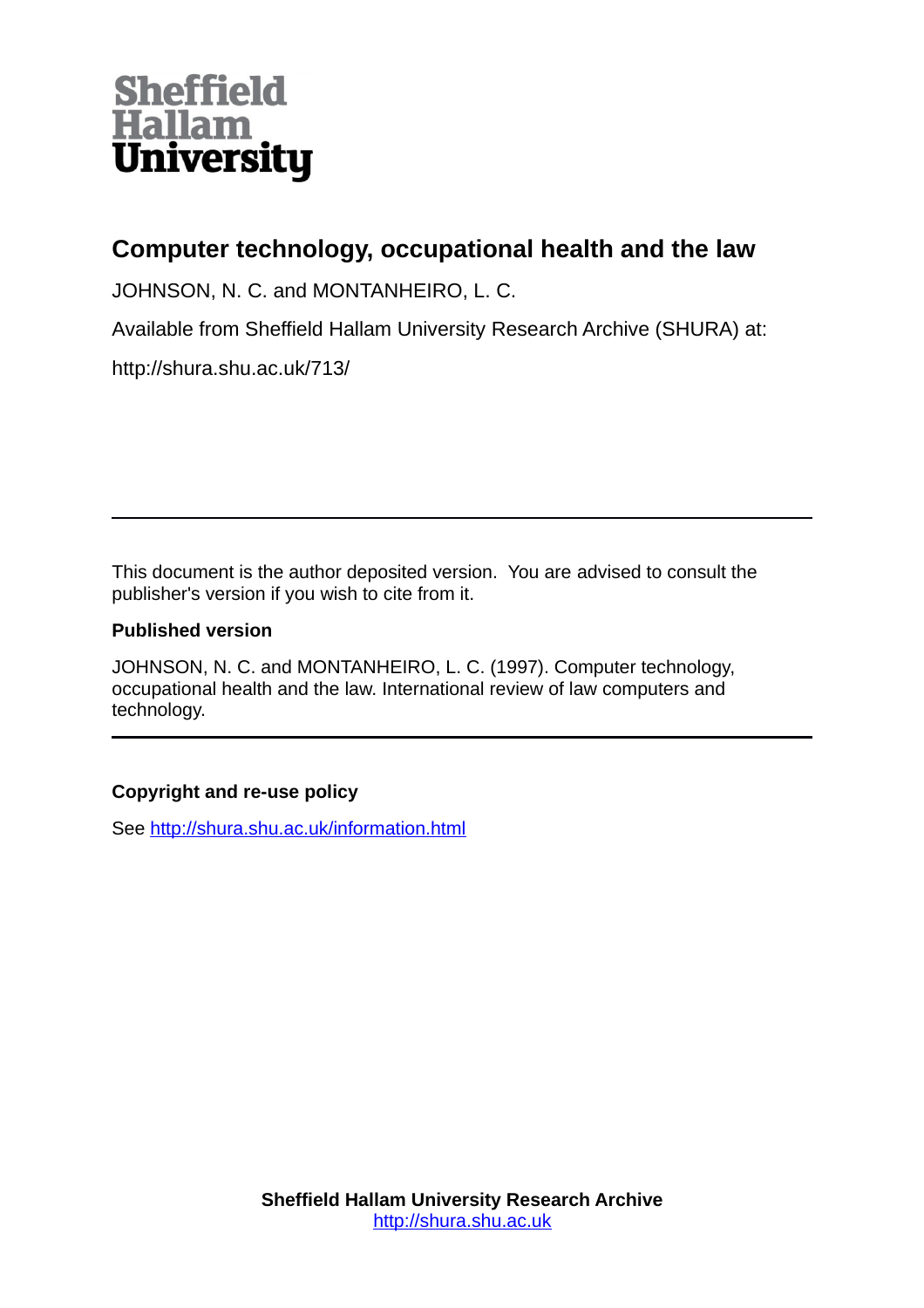Sheffield Hallam University

# Computer technology, occupational health and the law

JOHNSON, N. C. and MONTANHEIRO, L. C.

Available from Sheffield Hallam University Research Archive (SHURA) at:

http://shura.shu.ac.uk/713/

---

This document is the author deposited version. You are advised to consult the publisher's version if you wish to cite from it.

**Published version**

JOHNSON, N. C. and MONTANHEIRO, L. C. (1997). Computer technology, occupational health and the law. International review of law computers and technology.

---

**Copyright and re-use policy**

See http://shura.shu.ac.uk/information.html

**Sheffield Hallam University Research Archive**
http://shura.shu.ac.uk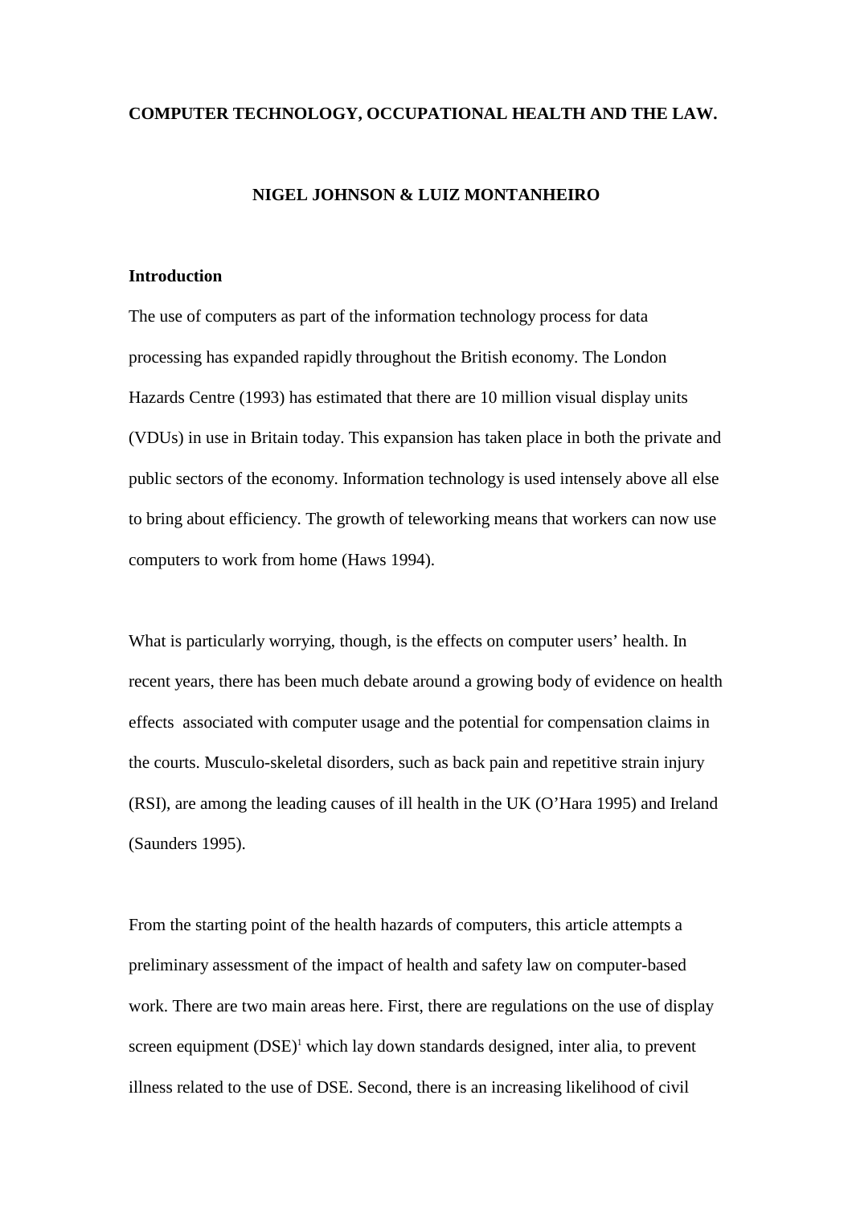**COMPUTER TECHNOLOGY, OCCUPATIONAL HEALTH AND THE LAW.**

**NIGEL JOHNSON & LUIZ MONTANHEIRO**

## Introduction

The use of computers as part of the information technology process for data processing has expanded rapidly throughout the British economy. The London Hazards Centre (1993) has estimated that there are 10 million visual display units (VDUs) in use in Britain today. This expansion has taken place in both the private and public sectors of the economy. Information technology is used intensely above all else to bring about efficiency. The growth of teleworking means that workers can now use computers to work from home (Haws 1994).

What is particularly worrying, though, is the effects on computer users' health. In recent years, there has been much debate around a growing body of evidence on health effects associated with computer usage and the potential for compensation claims in the courts. Musculo-skeletal disorders, such as back pain and repetitive strain injury (RSI), are among the leading causes of ill health in the UK (O'Hara 1995) and Ireland (Saunders 1995).

From the starting point of the health hazards of computers, this article attempts a preliminary assessment of the impact of health and safety law on computer-based work. There are two main areas here. First, there are regulations on the use of display screen equipment (DSE)[1] which lay down standards designed, inter alia, to prevent illness related to the use of DSE. Second, there is an increasing likelihood of civil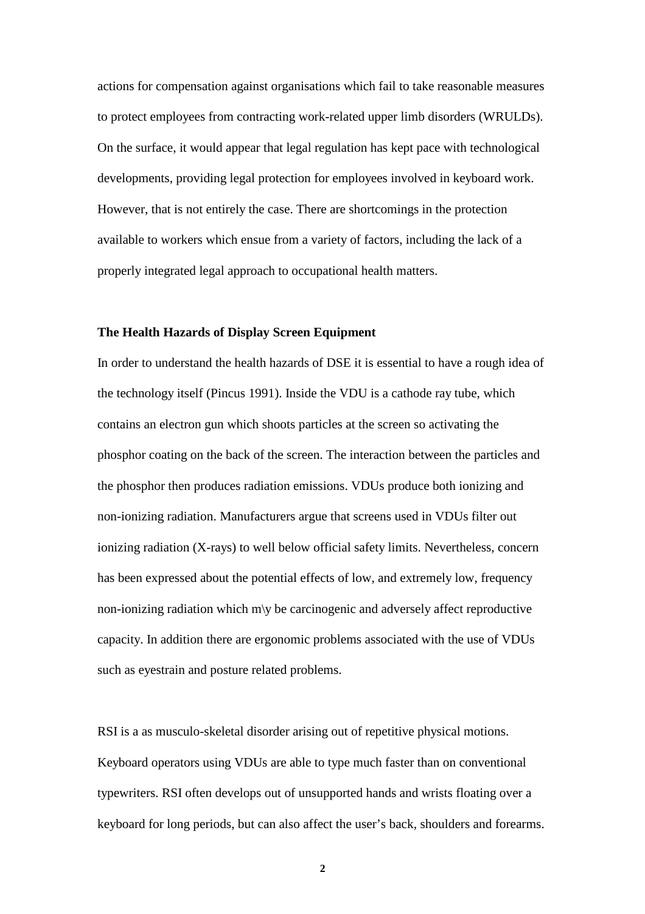actions for compensation against organisations which fail to take reasonable measures to protect employees from contracting work-related upper limb disorders (WRULDs). On the surface, it would appear that legal regulation has kept pace with technological developments, providing legal protection for employees involved in keyboard work. However, that is not entirely the case. There are shortcomings in the protection available to workers which ensue from a variety of factors, including the lack of a properly integrated legal approach to occupational health matters.

**The Health Hazards of Display Screen Equipment**

In order to understand the health hazards of DSE it is essential to have a rough idea of the technology itself (Pincus 1991). Inside the VDU is a cathode ray tube, which contains an electron gun which shoots particles at the screen so activating the phosphor coating on the back of the screen. The interaction between the particles and the phosphor then produces radiation emissions. VDUs produce both ionizing and non-ionizing radiation. Manufacturers argue that screens used in VDUs filter out ionizing radiation (X-rays) to well below official safety limits. Nevertheless, concern has been expressed about the potential effects of low, and extremely low, frequency non-ionizing radiation which m\y be carcinogenic and adversely affect reproductive capacity. In addition there are ergonomic problems associated with the use of VDUs such as eyestrain and posture related problems.

RSI is a as musculo-skeletal disorder arising out of repetitive physical motions. Keyboard operators using VDUs are able to type much faster than on conventional typewriters. RSI often develops out of unsupported hands and wrists floating over a keyboard for long periods, but can also affect the user's back, shoulders and forearms.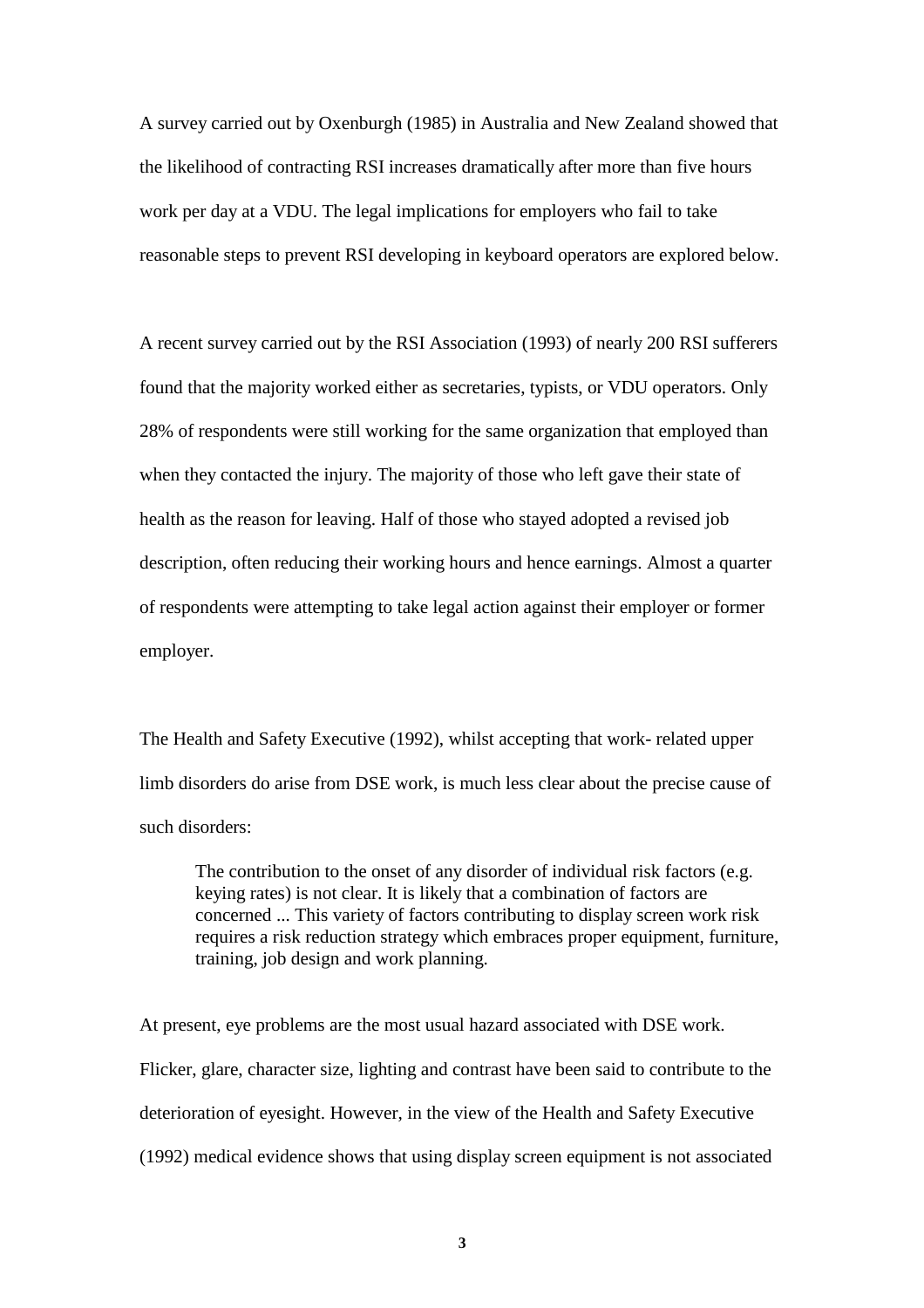A survey carried out by Oxenburgh (1985) in Australia and New Zealand showed that the likelihood of contracting RSI increases dramatically after more than five hours work per day at a VDU. The legal implications for employers who fail to take reasonable steps to prevent RSI developing in keyboard operators are explored below.

A recent survey carried out by the RSI Association (1993) of nearly 200 RSI sufferers found that the majority worked either as secretaries, typists, or VDU operators. Only 28% of respondents were still working for the same organization that employed than when they contacted the injury. The majority of those who left gave their state of health as the reason for leaving. Half of those who stayed adopted a revised job description, often reducing their working hours and hence earnings. Almost a quarter of respondents were attempting to take legal action against their employer or former employer.

The Health and Safety Executive (1992), whilst accepting that work- related upper limb disorders do arise from DSE work, is much less clear about the precise cause of such disorders:

> The contribution to the onset of any disorder of individual risk factors (e.g. keying rates) is not clear. It is likely that a combination of factors are concerned ... This variety of factors contributing to display screen work risk requires a risk reduction strategy which embraces proper equipment, furniture, training, job design and work planning.

At present, eye problems are the most usual hazard associated with DSE work. Flicker, glare, character size, lighting and contrast have been said to contribute to the deterioration of eyesight. However, in the view of the Health and Safety Executive (1992) medical evidence shows that using display screen equipment is not associated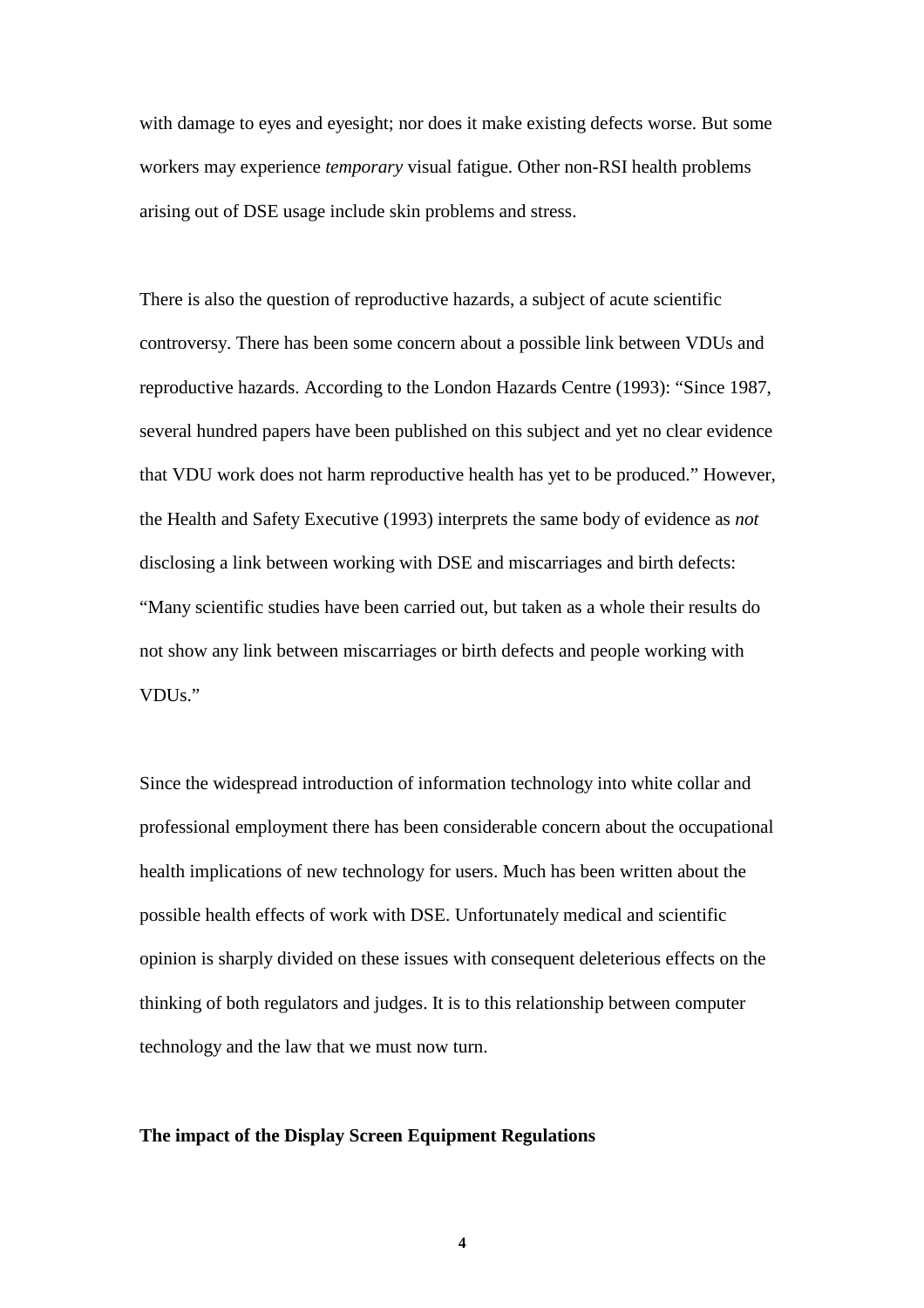with damage to eyes and eyesight; nor does it make existing defects worse. But some workers may experience *temporary* visual fatigue. Other non-RSI health problems arising out of DSE usage include skin problems and stress.

There is also the question of reproductive hazards, a subject of acute scientific controversy. There has been some concern about a possible link between VDUs and reproductive hazards. According to the London Hazards Centre (1993): "Since 1987, several hundred papers have been published on this subject and yet no clear evidence that VDU work does not harm reproductive health has yet to be produced." However, the Health and Safety Executive (1993) interprets the same body of evidence as *not* disclosing a link between working with DSE and miscarriages and birth defects: "Many scientific studies have been carried out, but taken as a whole their results do not show any link between miscarriages or birth defects and people working with VDUs."

Since the widespread introduction of information technology into white collar and professional employment there has been considerable concern about the occupational health implications of new technology for users. Much has been written about the possible health effects of work with DSE. Unfortunately medical and scientific opinion is sharply divided on these issues with consequent deleterious effects on the thinking of both regulators and judges. It is to this relationship between computer technology and the law that we must now turn.

**The impact of the Display Screen Equipment Regulations**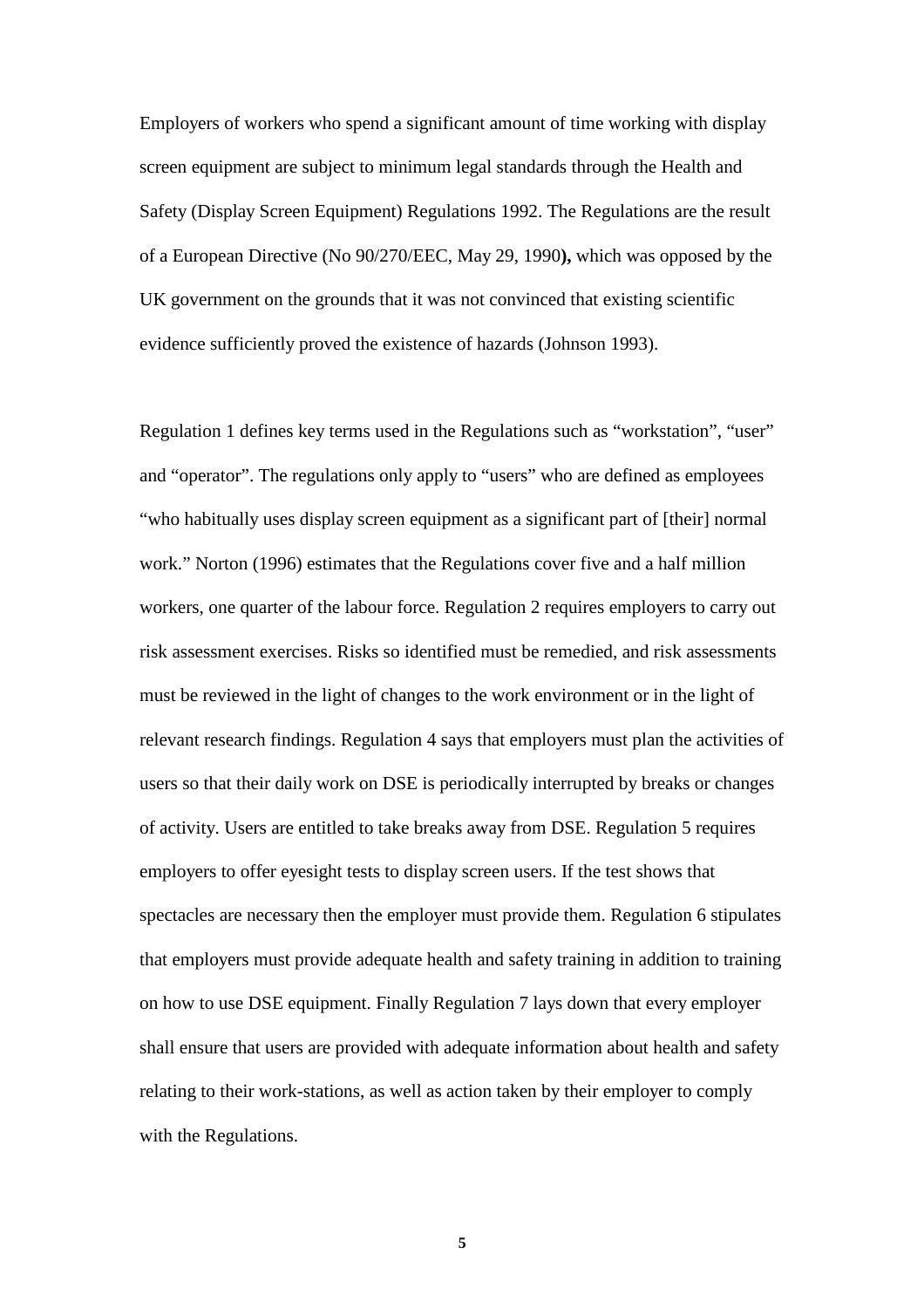Employers of workers who spend a significant amount of time working with display screen equipment are subject to minimum legal standards through the Health and Safety (Display Screen Equipment) Regulations 1992. The Regulations are the result of a European Directive (No 90/270/EEC, May 29, 1990**),** which was opposed by the UK government on the grounds that it was not convinced that existing scientific evidence sufficiently proved the existence of hazards (Johnson 1993).

Regulation 1 defines key terms used in the Regulations such as "workstation", "user" and "operator". The regulations only apply to "users" who are defined as employees "who habitually uses display screen equipment as a significant part of [their] normal work." Norton (1996) estimates that the Regulations cover five and a half million workers, one quarter of the labour force. Regulation 2 requires employers to carry out risk assessment exercises. Risks so identified must be remedied, and risk assessments must be reviewed in the light of changes to the work environment or in the light of relevant research findings. Regulation 4 says that employers must plan the activities of users so that their daily work on DSE is periodically interrupted by breaks or changes of activity. Users are entitled to take breaks away from DSE. Regulation 5 requires employers to offer eyesight tests to display screen users. If the test shows that spectacles are necessary then the employer must provide them. Regulation 6 stipulates that employers must provide adequate health and safety training in addition to training on how to use DSE equipment. Finally Regulation 7 lays down that every employer shall ensure that users are provided with adequate information about health and safety relating to their work-stations, as well as action taken by their employer to comply with the Regulations.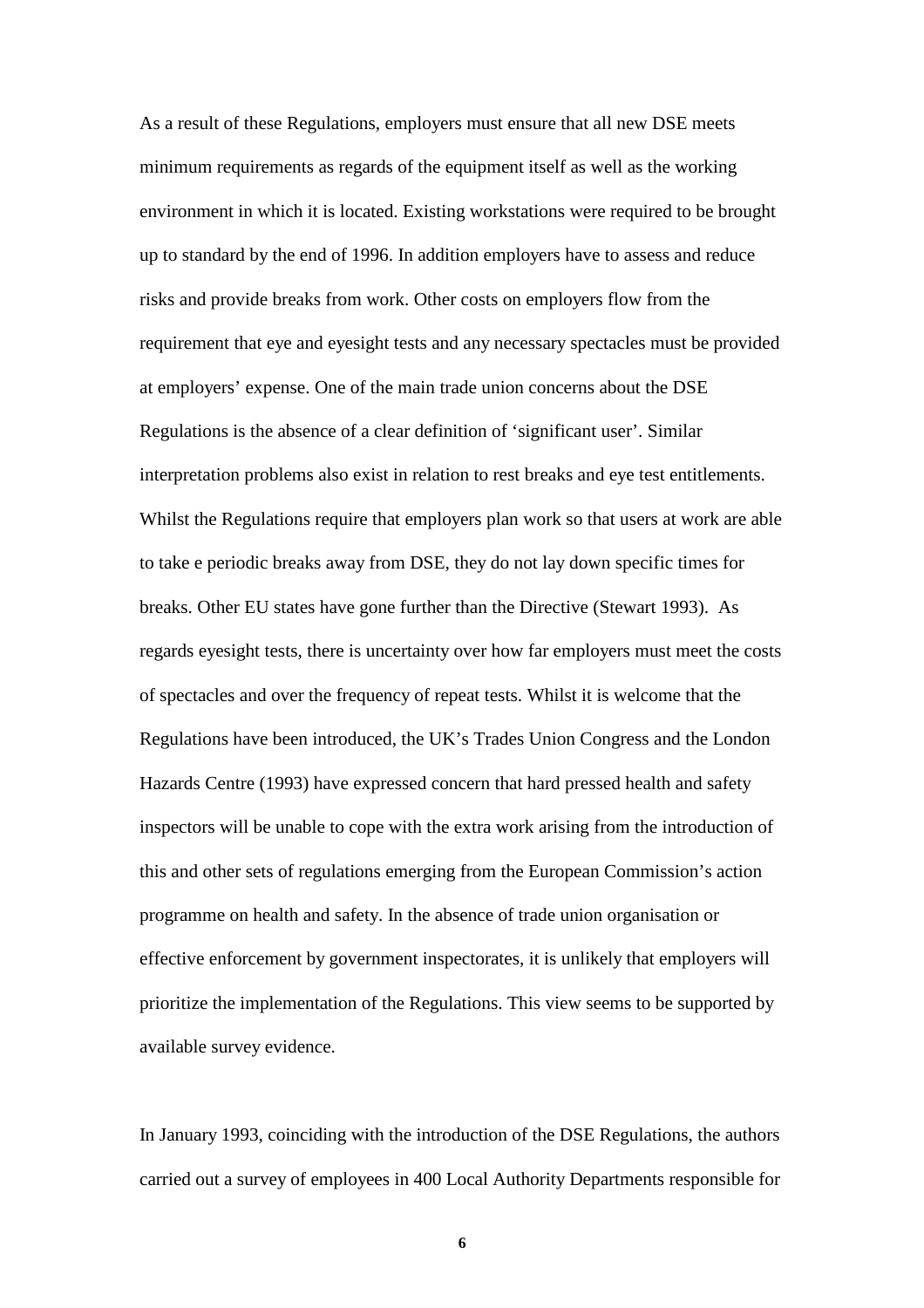As a result of these Regulations, employers must ensure that all new DSE meets minimum requirements as regards of the equipment itself as well as the working environment in which it is located. Existing workstations were required to be brought up to standard by the end of 1996. In addition employers have to assess and reduce risks and provide breaks from work. Other costs on employers flow from the requirement that eye and eyesight tests and any necessary spectacles must be provided at employers' expense. One of the main trade union concerns about the DSE Regulations is the absence of a clear definition of 'significant user'. Similar interpretation problems also exist in relation to rest breaks and eye test entitlements. Whilst the Regulations require that employers plan work so that users at work are able to take e periodic breaks away from DSE, they do not lay down specific times for breaks. Other EU states have gone further than the Directive (Stewart 1993). As regards eyesight tests, there is uncertainty over how far employers must meet the costs of spectacles and over the frequency of repeat tests. Whilst it is welcome that the Regulations have been introduced, the UK's Trades Union Congress and the London Hazards Centre (1993) have expressed concern that hard pressed health and safety inspectors will be unable to cope with the extra work arising from the introduction of this and other sets of regulations emerging from the European Commission's action programme on health and safety. In the absence of trade union organisation or effective enforcement by government inspectorates, it is unlikely that employers will prioritize the implementation of the Regulations. This view seems to be supported by available survey evidence.

In January 1993, coinciding with the introduction of the DSE Regulations, the authors carried out a survey of employees in 400 Local Authority Departments responsible for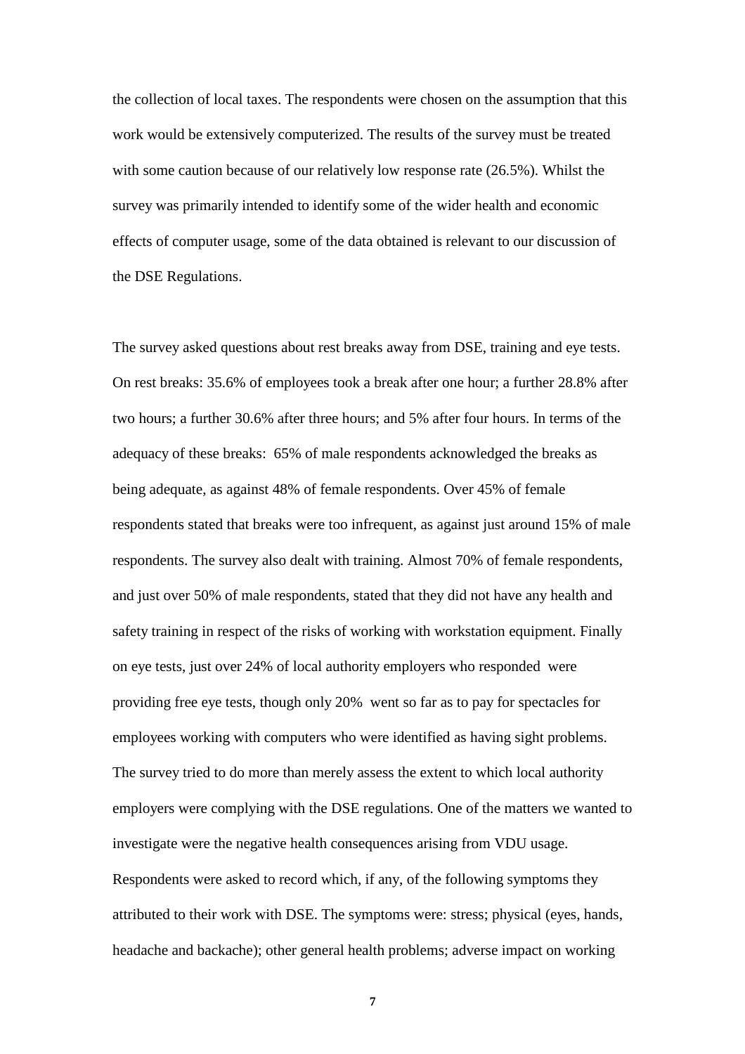the collection of local taxes. The respondents were chosen on the assumption that this work would be extensively computerized. The results of the survey must be treated with some caution because of our relatively low response rate (26.5%). Whilst the survey was primarily intended to identify some of the wider health and economic effects of computer usage, some of the data obtained is relevant to our discussion of the DSE Regulations.

The survey asked questions about rest breaks away from DSE, training and eye tests. On rest breaks: 35.6% of employees took a break after one hour; a further 28.8% after two hours; a further 30.6% after three hours; and 5% after four hours. In terms of the adequacy of these breaks: 65% of male respondents acknowledged the breaks as being adequate, as against 48% of female respondents. Over 45% of female respondents stated that breaks were too infrequent, as against just around 15% of male respondents. The survey also dealt with training. Almost 70% of female respondents, and just over 50% of male respondents, stated that they did not have any health and safety training in respect of the risks of working with workstation equipment. Finally on eye tests, just over 24% of local authority employers who responded were providing free eye tests, though only 20% went so far as to pay for spectacles for employees working with computers who were identified as having sight problems. The survey tried to do more than merely assess the extent to which local authority employers were complying with the DSE regulations. One of the matters we wanted to investigate were the negative health consequences arising from VDU usage. Respondents were asked to record which, if any, of the following symptoms they attributed to their work with DSE. The symptoms were: stress; physical (eyes, hands, headache and backache); other general health problems; adverse impact on working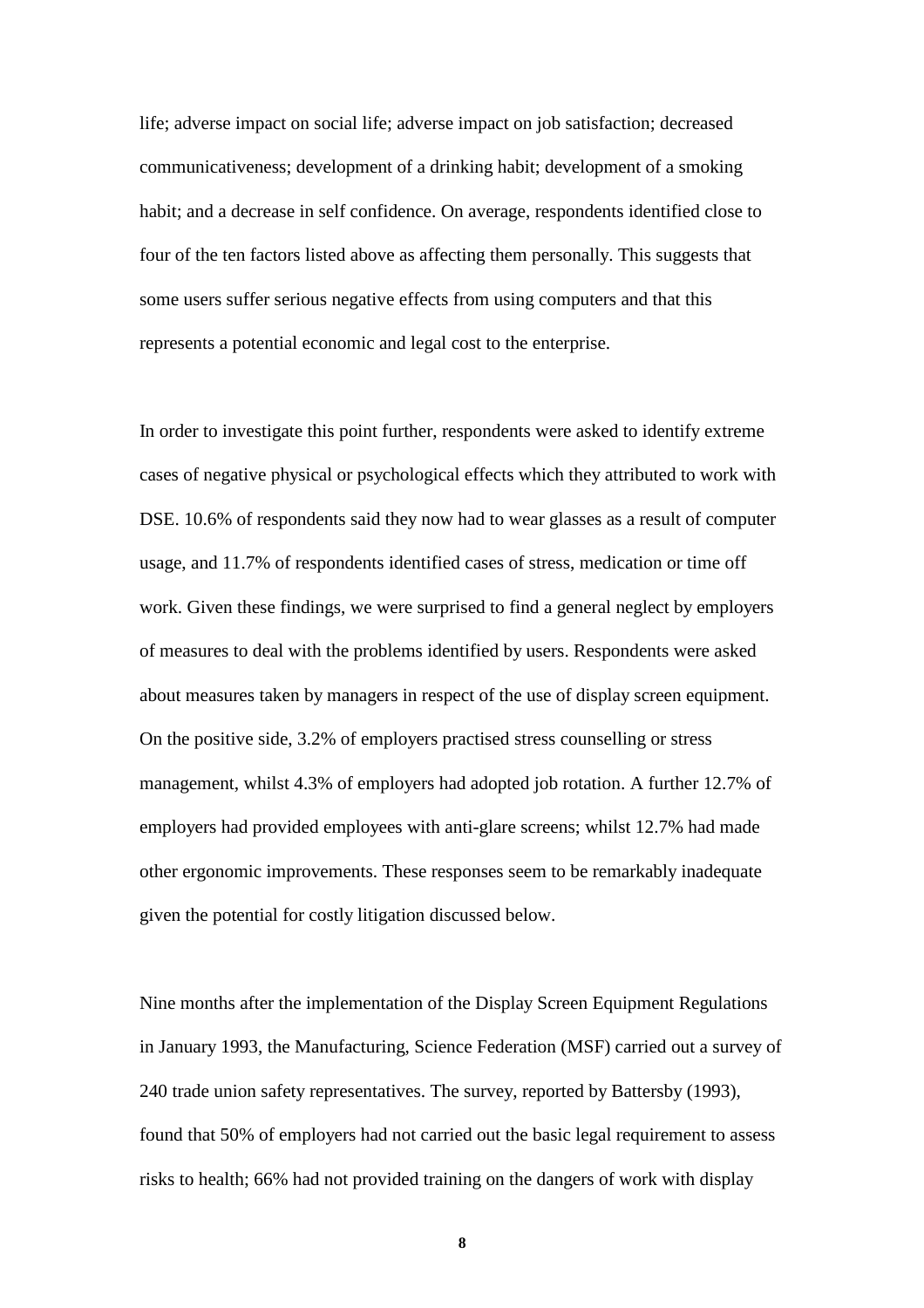life; adverse impact on social life; adverse impact on job satisfaction; decreased communicativeness; development of a drinking habit; development of a smoking habit; and a decrease in self confidence. On average, respondents identified close to four of the ten factors listed above as affecting them personally. This suggests that some users suffer serious negative effects from using computers and that this represents a potential economic and legal cost to the enterprise.

In order to investigate this point further, respondents were asked to identify extreme cases of negative physical or psychological effects which they attributed to work with DSE. 10.6% of respondents said they now had to wear glasses as a result of computer usage, and 11.7% of respondents identified cases of stress, medication or time off work. Given these findings, we were surprised to find a general neglect by employers of measures to deal with the problems identified by users. Respondents were asked about measures taken by managers in respect of the use of display screen equipment. On the positive side, 3.2% of employers practised stress counselling or stress management, whilst 4.3% of employers had adopted job rotation. A further 12.7% of employers had provided employees with anti-glare screens; whilst 12.7% had made other ergonomic improvements. These responses seem to be remarkably inadequate given the potential for costly litigation discussed below.

Nine months after the implementation of the Display Screen Equipment Regulations in January 1993, the Manufacturing, Science Federation (MSF) carried out a survey of 240 trade union safety representatives. The survey, reported by Battersby (1993), found that 50% of employers had not carried out the basic legal requirement to assess risks to health; 66% had not provided training on the dangers of work with display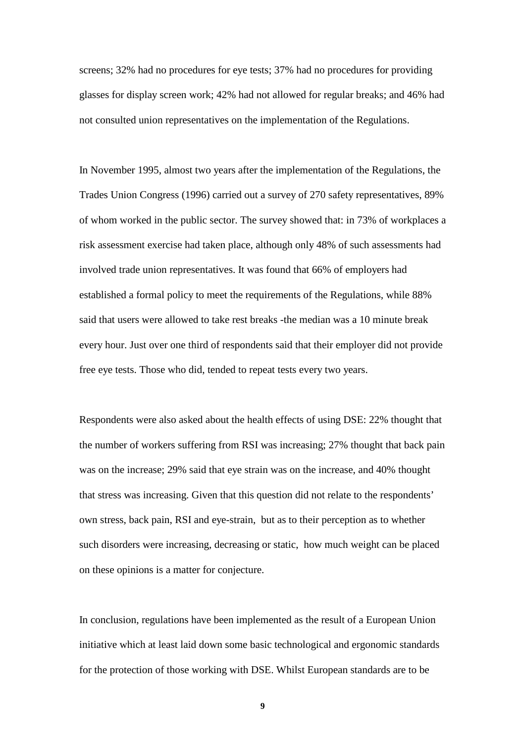screens; 32% had no procedures for eye tests; 37% had no procedures for providing glasses for display screen work; 42% had not allowed for regular breaks; and 46% had not consulted union representatives on the implementation of the Regulations.

In November 1995, almost two years after the implementation of the Regulations, the Trades Union Congress (1996) carried out a survey of 270 safety representatives, 89% of whom worked in the public sector. The survey showed that: in 73% of workplaces a risk assessment exercise had taken place, although only 48% of such assessments had involved trade union representatives. It was found that 66% of employers had established a formal policy to meet the requirements of the Regulations, while 88% said that users were allowed to take rest breaks -the median was a 10 minute break every hour. Just over one third of respondents said that their employer did not provide free eye tests. Those who did, tended to repeat tests every two years.

Respondents were also asked about the health effects of using DSE: 22% thought that the number of workers suffering from RSI was increasing; 27% thought that back pain was on the increase; 29% said that eye strain was on the increase, and 40% thought that stress was increasing. Given that this question did not relate to the respondents' own stress, back pain, RSI and eye-strain, but as to their perception as to whether such disorders were increasing, decreasing or static, how much weight can be placed on these opinions is a matter for conjecture.

In conclusion, regulations have been implemented as the result of a European Union initiative which at least laid down some basic technological and ergonomic standards for the protection of those working with DSE. Whilst European standards are to be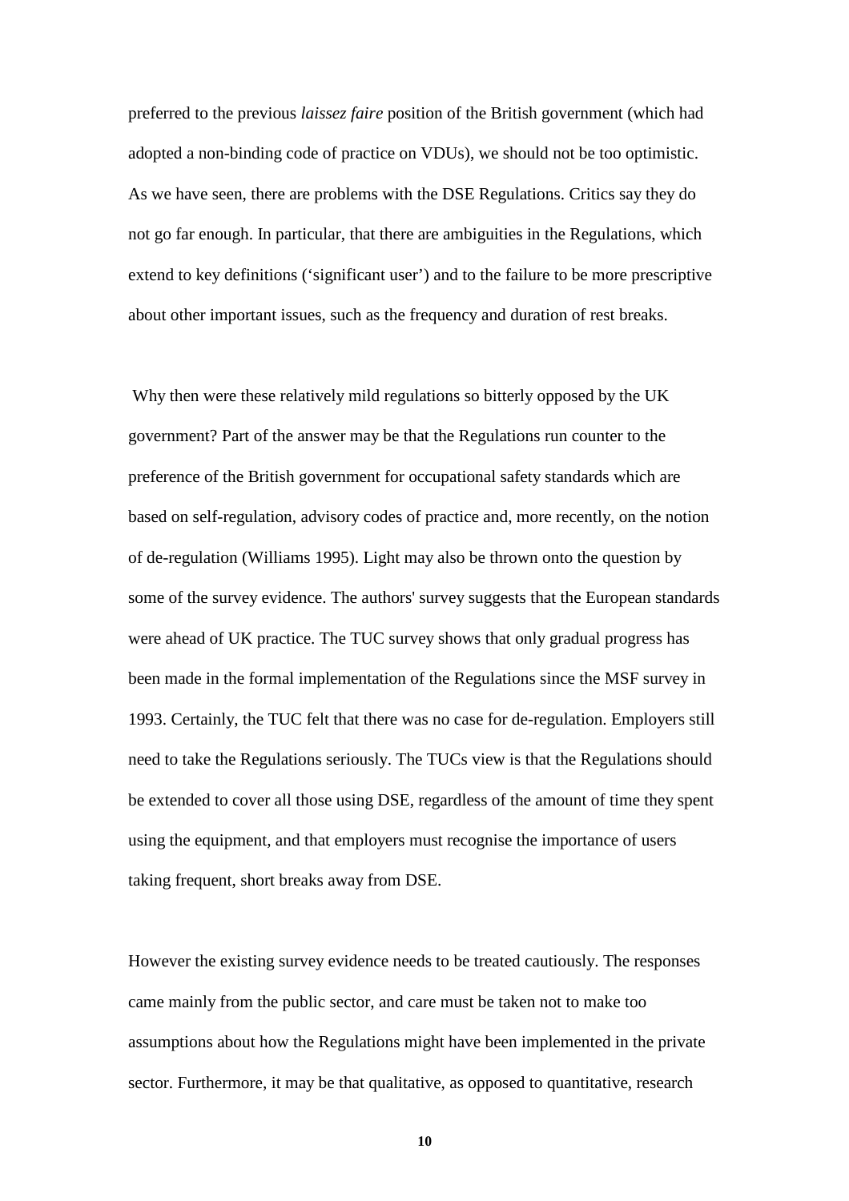preferred to the previous *laissez faire* position of the British government (which had adopted a non-binding code of practice on VDUs), we should not be too optimistic. As we have seen, there are problems with the DSE Regulations. Critics say they do not go far enough. In particular, that there are ambiguities in the Regulations, which extend to key definitions (‘significant user’) and to the failure to be more prescriptive about other important issues, such as the frequency and duration of rest breaks.

Why then were these relatively mild regulations so bitterly opposed by the UK government? Part of the answer may be that the Regulations run counter to the preference of the British government for occupational safety standards which are based on self-regulation, advisory codes of practice and, more recently, on the notion of de-regulation (Williams 1995). Light may also be thrown onto the question by some of the survey evidence. The authors' survey suggests that the European standards were ahead of UK practice. The TUC survey shows that only gradual progress has been made in the formal implementation of the Regulations since the MSF survey in 1993. Certainly, the TUC felt that there was no case for de-regulation. Employers still need to take the Regulations seriously. The TUCs view is that the Regulations should be extended to cover all those using DSE, regardless of the amount of time they spent using the equipment, and that employers must recognise the importance of users taking frequent, short breaks away from DSE.

However the existing survey evidence needs to be treated cautiously. The responses came mainly from the public sector, and care must be taken not to make too assumptions about how the Regulations might have been implemented in the private sector. Furthermore, it may be that qualitative, as opposed to quantitative, research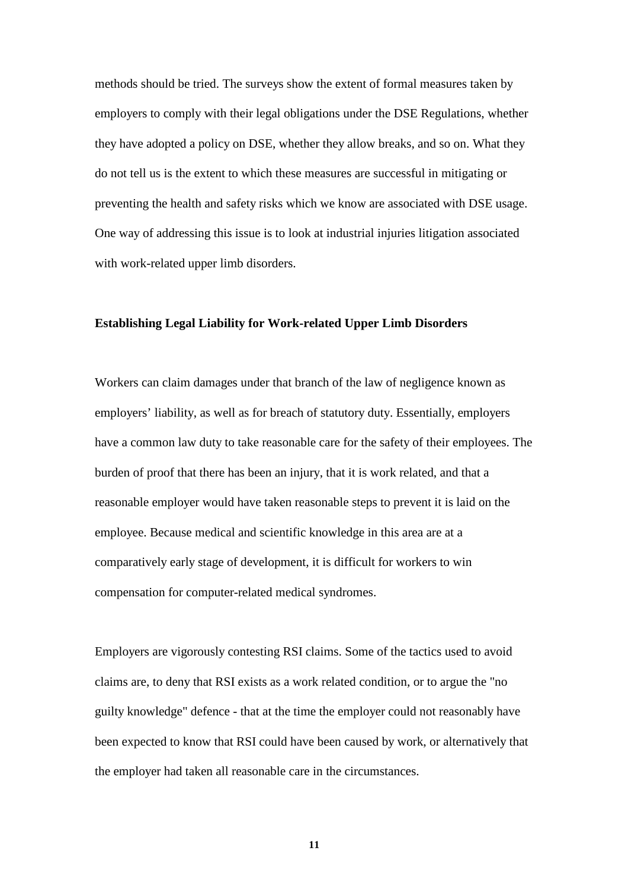methods should be tried. The surveys show the extent of formal measures taken by employers to comply with their legal obligations under the DSE Regulations, whether they have adopted a policy on DSE, whether they allow breaks, and so on. What they do not tell us is the extent to which these measures are successful in mitigating or preventing the health and safety risks which we know are associated with DSE usage. One way of addressing this issue is to look at industrial injuries litigation associated with work-related upper limb disorders.

**Establishing Legal Liability for Work-related Upper Limb Disorders**

Workers can claim damages under that branch of the law of negligence known as employers' liability, as well as for breach of statutory duty. Essentially, employers have a common law duty to take reasonable care for the safety of their employees. The burden of proof that there has been an injury, that it is work related, and that a reasonable employer would have taken reasonable steps to prevent it is laid on the employee. Because medical and scientific knowledge in this area are at a comparatively early stage of development, it is difficult for workers to win compensation for computer-related medical syndromes.

Employers are vigorously contesting RSI claims. Some of the tactics used to avoid claims are, to deny that RSI exists as a work related condition, or to argue the "no guilty knowledge" defence - that at the time the employer could not reasonably have been expected to know that RSI could have been caused by work, or alternatively that the employer had taken all reasonable care in the circumstances.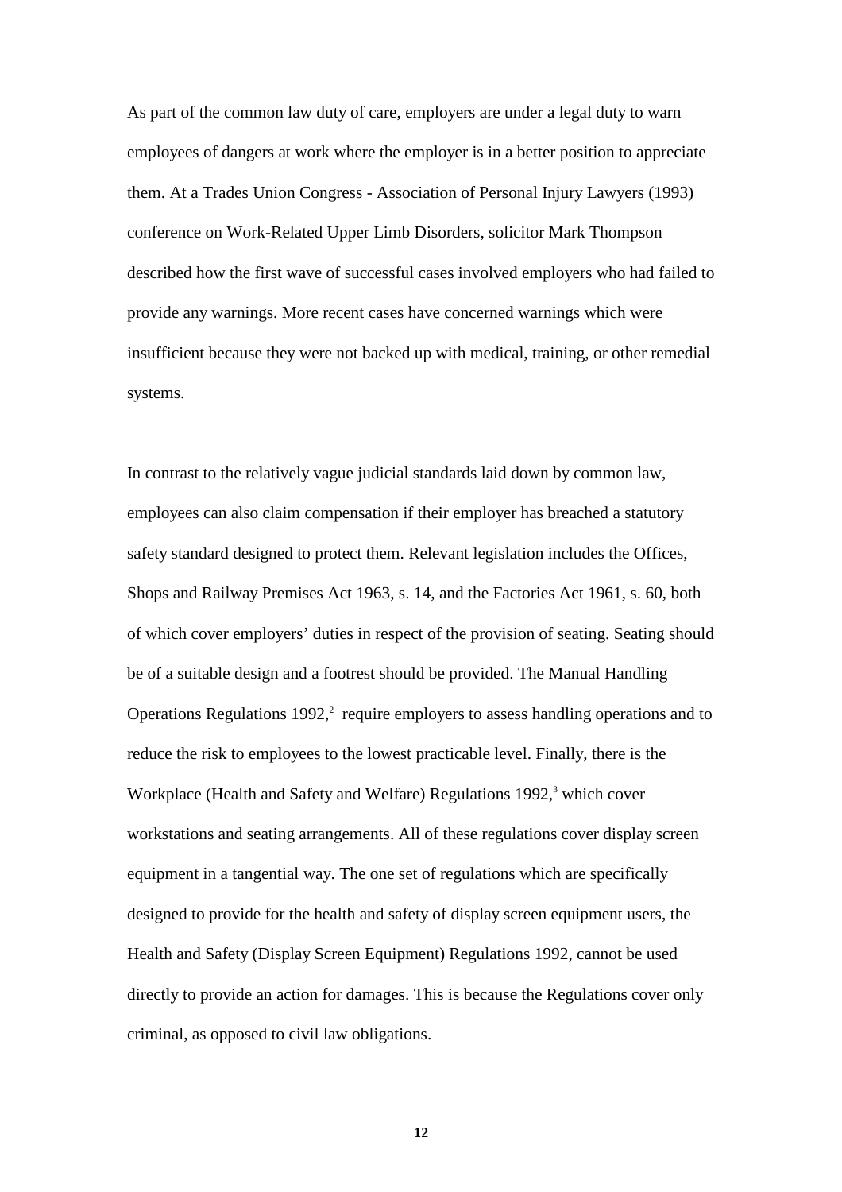As part of the common law duty of care, employers are under a legal duty to warn employees of dangers at work where the employer is in a better position to appreciate them. At a Trades Union Congress - Association of Personal Injury Lawyers (1993) conference on Work-Related Upper Limb Disorders, solicitor Mark Thompson described how the first wave of successful cases involved employers who had failed to provide any warnings. More recent cases have concerned warnings which were insufficient because they were not backed up with medical, training, or other remedial systems.

In contrast to the relatively vague judicial standards laid down by common law, employees can also claim compensation if their employer has breached a statutory safety standard designed to protect them. Relevant legislation includes the Offices, Shops and Railway Premises Act 1963, s. 14, and the Factories Act 1961, s. 60, both of which cover employers' duties in respect of the provision of seating. Seating should be of a suitable design and a footrest should be provided. The Manual Handling Operations Regulations 1992,[2] require employers to assess handling operations and to reduce the risk to employees to the lowest practicable level. Finally, there is the Workplace (Health and Safety and Welfare) Regulations 1992,[3] which cover workstations and seating arrangements. All of these regulations cover display screen equipment in a tangential way. The one set of regulations which are specifically designed to provide for the health and safety of display screen equipment users, the Health and Safety (Display Screen Equipment) Regulations 1992, cannot be used directly to provide an action for damages. This is because the Regulations cover only criminal, as opposed to civil law obligations.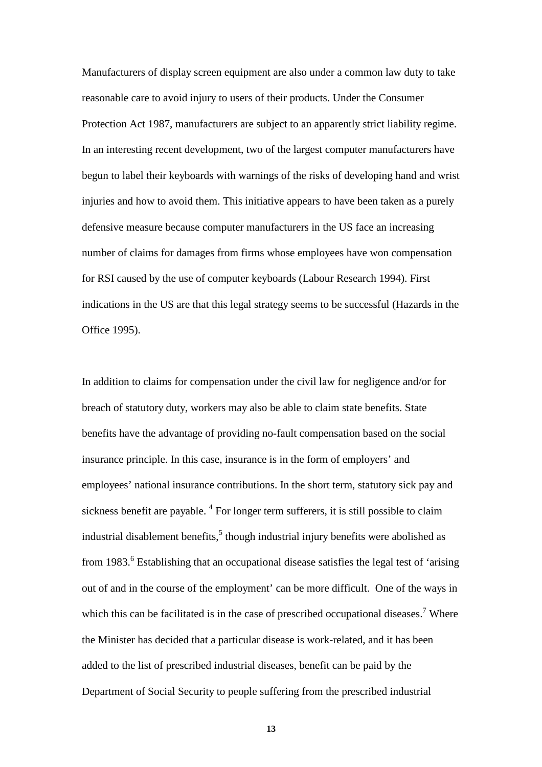Manufacturers of display screen equipment are also under a common law duty to take reasonable care to avoid injury to users of their products. Under the Consumer Protection Act 1987, manufacturers are subject to an apparently strict liability regime. In an interesting recent development, two of the largest computer manufacturers have begun to label their keyboards with warnings of the risks of developing hand and wrist injuries and how to avoid them. This initiative appears to have been taken as a purely defensive measure because computer manufacturers in the US face an increasing number of claims for damages from firms whose employees have won compensation for RSI caused by the use of computer keyboards (Labour Research 1994). First indications in the US are that this legal strategy seems to be successful (Hazards in the Office 1995).

In addition to claims for compensation under the civil law for negligence and/or for breach of statutory duty, workers may also be able to claim state benefits. State benefits have the advantage of providing no-fault compensation based on the social insurance principle. In this case, insurance is in the form of employers' and employees' national insurance contributions. In the short term, statutory sick pay and sickness benefit are payable. [4] For longer term sufferers, it is still possible to claim industrial disablement benefits,[5] though industrial injury benefits were abolished as from 1983.[6] Establishing that an occupational disease satisfies the legal test of 'arising out of and in the course of the employment' can be more difficult. One of the ways in which this can be facilitated is in the case of prescribed occupational diseases.[7] Where the Minister has decided that a particular disease is work-related, and it has been added to the list of prescribed industrial diseases, benefit can be paid by the Department of Social Security to people suffering from the prescribed industrial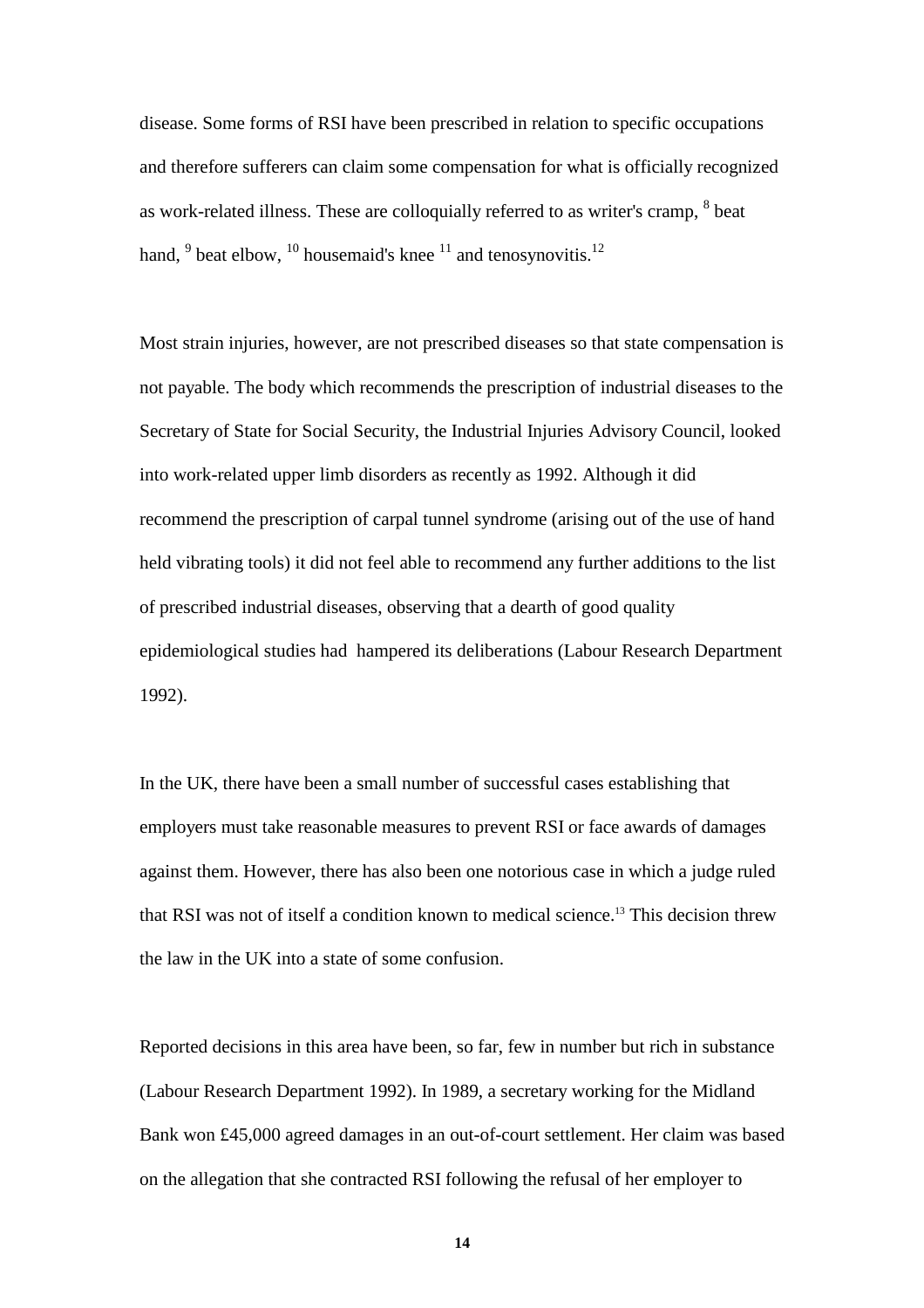disease. Some forms of RSI have been prescribed in relation to specific occupations and therefore sufferers can claim some compensation for what is officially recognized as work-related illness. These are colloquially referred to as writer's cramp, [8] beat hand, [9] beat elbow, [10] housemaid's knee [11] and tenosynovitis.[12]

Most strain injuries, however, are not prescribed diseases so that state compensation is not payable. The body which recommends the prescription of industrial diseases to the Secretary of State for Social Security, the Industrial Injuries Advisory Council, looked into work-related upper limb disorders as recently as 1992. Although it did recommend the prescription of carpal tunnel syndrome (arising out of the use of hand held vibrating tools) it did not feel able to recommend any further additions to the list of prescribed industrial diseases, observing that a dearth of good quality epidemiological studies had hampered its deliberations (Labour Research Department 1992).

In the UK, there have been a small number of successful cases establishing that employers must take reasonable measures to prevent RSI or face awards of damages against them. However, there has also been one notorious case in which a judge ruled that RSI was not of itself a condition known to medical science.[13] This decision threw the law in the UK into a state of some confusion.

Reported decisions in this area have been, so far, few in number but rich in substance (Labour Research Department 1992). In 1989, a secretary working for the Midland Bank won £45,000 agreed damages in an out-of-court settlement. Her claim was based on the allegation that she contracted RSI following the refusal of her employer to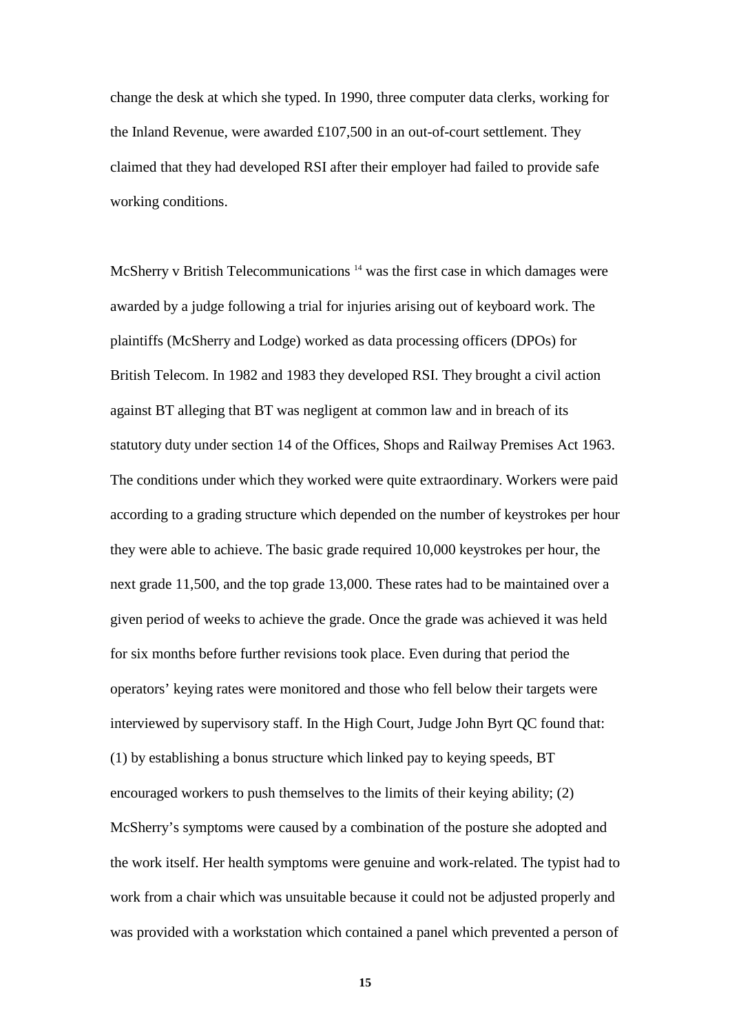change the desk at which she typed. In 1990, three computer data clerks, working for the Inland Revenue, were awarded £107,500 in an out-of-court settlement. They claimed that they had developed RSI after their employer had failed to provide safe working conditions.

McSherry v British Telecommunications [14] was the first case in which damages were awarded by a judge following a trial for injuries arising out of keyboard work. The plaintiffs (McSherry and Lodge) worked as data processing officers (DPOs) for British Telecom. In 1982 and 1983 they developed RSI. They brought a civil action against BT alleging that BT was negligent at common law and in breach of its statutory duty under section 14 of the Offices, Shops and Railway Premises Act 1963. The conditions under which they worked were quite extraordinary. Workers were paid according to a grading structure which depended on the number of keystrokes per hour they were able to achieve. The basic grade required 10,000 keystrokes per hour, the next grade 11,500, and the top grade 13,000. These rates had to be maintained over a given period of weeks to achieve the grade. Once the grade was achieved it was held for six months before further revisions took place. Even during that period the operators' keying rates were monitored and those who fell below their targets were interviewed by supervisory staff. In the High Court, Judge John Byrt QC found that: (1) by establishing a bonus structure which linked pay to keying speeds, BT encouraged workers to push themselves to the limits of their keying ability; (2) McSherry's symptoms were caused by a combination of the posture she adopted and the work itself. Her health symptoms were genuine and work-related. The typist had to work from a chair which was unsuitable because it could not be adjusted properly and was provided with a workstation which contained a panel which prevented a person of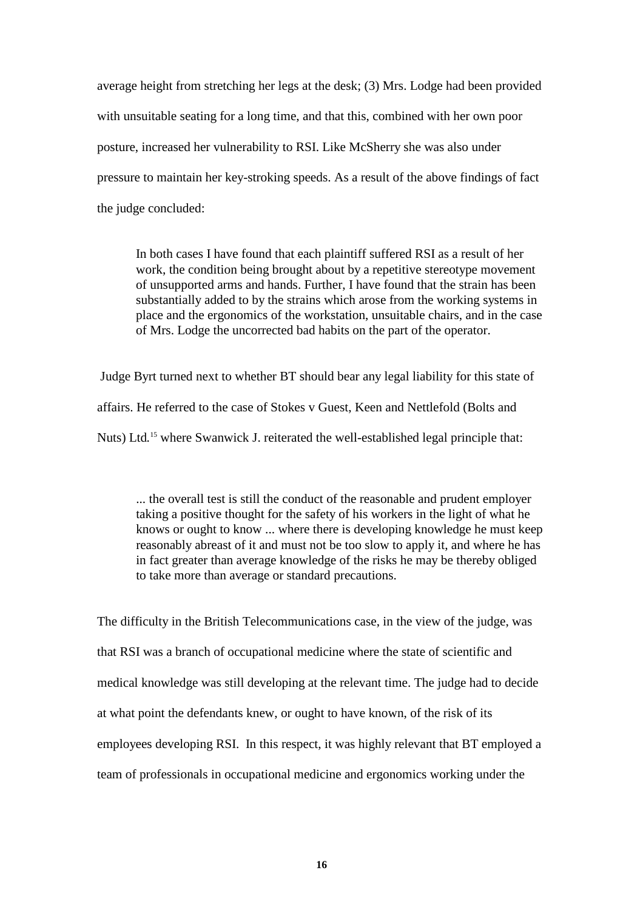average height from stretching her legs at the desk; (3) Mrs. Lodge had been provided with unsuitable seating for a long time, and that this, combined with her own poor posture, increased her vulnerability to RSI. Like McSherry she was also under pressure to maintain her key-stroking speeds. As a result of the above findings of fact the judge concluded:

> In both cases I have found that each plaintiff suffered RSI as a result of her work, the condition being brought about by a repetitive stereotype movement of unsupported arms and hands. Further, I have found that the strain has been substantially added to by the strains which arose from the working systems in place and the ergonomics of the workstation, unsuitable chairs, and in the case of Mrs. Lodge the uncorrected bad habits on the part of the operator.

Judge Byrt turned next to whether BT should bear any legal liability for this state of affairs. He referred to the case of Stokes v Guest, Keen and Nettlefold (Bolts and Nuts) Ltd.[15] where Swanwick J. reiterated the well-established legal principle that:

> ... the overall test is still the conduct of the reasonable and prudent employer taking a positive thought for the safety of his workers in the light of what he knows or ought to know ... where there is developing knowledge he must keep reasonably abreast of it and must not be too slow to apply it, and where he has in fact greater than average knowledge of the risks he may be thereby obliged to take more than average or standard precautions.

The difficulty in the British Telecommunications case, in the view of the judge, was that RSI was a branch of occupational medicine where the state of scientific and medical knowledge was still developing at the relevant time. The judge had to decide at what point the defendants knew, or ought to have known, of the risk of its employees developing RSI. In this respect, it was highly relevant that BT employed a team of professionals in occupational medicine and ergonomics working under the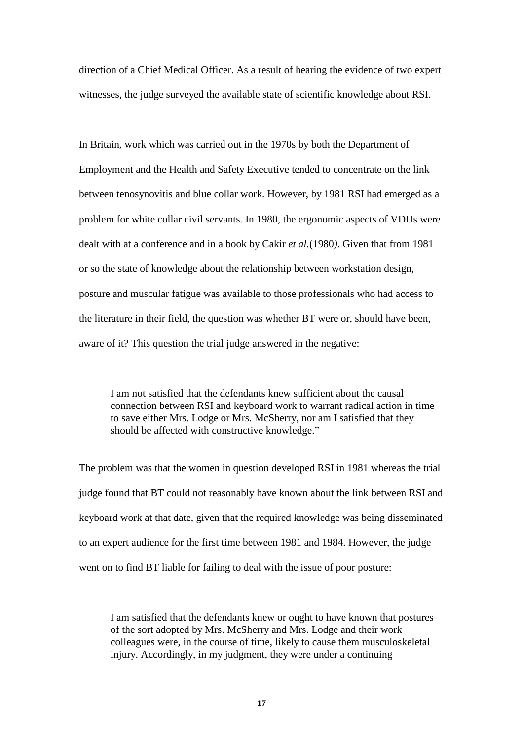direction of a Chief Medical Officer. As a result of hearing the evidence of two expert witnesses, the judge surveyed the available state of scientific knowledge about RSI.

In Britain, work which was carried out in the 1970s by both the Department of Employment and the Health and Safety Executive tended to concentrate on the link between tenosynovitis and blue collar work. However, by 1981 RSI had emerged as a problem for white collar civil servants. In 1980, the ergonomic aspects of VDUs were dealt with at a conference and in a book by Cakir *et al.*(1980*)*. Given that from 1981 or so the state of knowledge about the relationship between workstation design, posture and muscular fatigue was available to those professionals who had access to the literature in their field, the question was whether BT were or, should have been, aware of it? This question the trial judge answered in the negative:

> I am not satisfied that the defendants knew sufficient about the causal connection between RSI and keyboard work to warrant radical action in time to save either Mrs. Lodge or Mrs. McSherry, nor am I satisfied that they should be affected with constructive knowledge."

The problem was that the women in question developed RSI in 1981 whereas the trial judge found that BT could not reasonably have known about the link between RSI and keyboard work at that date, given that the required knowledge was being disseminated to an expert audience for the first time between 1981 and 1984. However, the judge went on to find BT liable for failing to deal with the issue of poor posture:

> I am satisfied that the defendants knew or ought to have known that postures of the sort adopted by Mrs. McSherry and Mrs. Lodge and their work colleagues were, in the course of time, likely to cause them musculoskeletal injury. Accordingly, in my judgment, they were under a continuing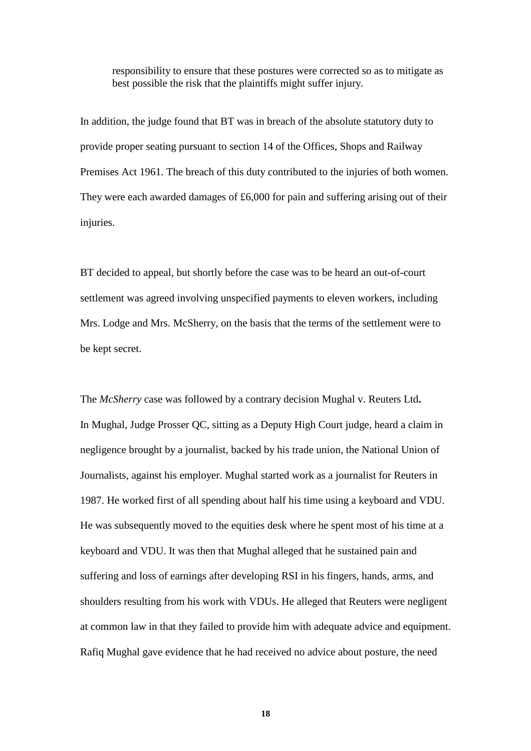responsibility to ensure that these postures were corrected so as to mitigate as best possible the risk that the plaintiffs might suffer injury.

In addition, the judge found that BT was in breach of the absolute statutory duty to provide proper seating pursuant to section 14 of the Offices, Shops and Railway Premises Act 1961. The breach of this duty contributed to the injuries of both women. They were each awarded damages of £6,000 for pain and suffering arising out of their injuries.

BT decided to appeal, but shortly before the case was to be heard an out-of-court settlement was agreed involving unspecified payments to eleven workers, including Mrs. Lodge and Mrs. McSherry, on the basis that the terms of the settlement were to be kept secret.

The *McSherry* case was followed by a contrary decision Mughal v. Reuters Ltd**.** In Mughal, Judge Prosser QC, sitting as a Deputy High Court judge, heard a claim in negligence brought by a journalist, backed by his trade union, the National Union of Journalists, against his employer. Mughal started work as a journalist for Reuters in 1987. He worked first of all spending about half his time using a keyboard and VDU. He was subsequently moved to the equities desk where he spent most of his time at a keyboard and VDU. It was then that Mughal alleged that he sustained pain and suffering and loss of earnings after developing RSI in his fingers, hands, arms, and shoulders resulting from his work with VDUs. He alleged that Reuters were negligent at common law in that they failed to provide him with adequate advice and equipment. Rafiq Mughal gave evidence that he had received no advice about posture, the need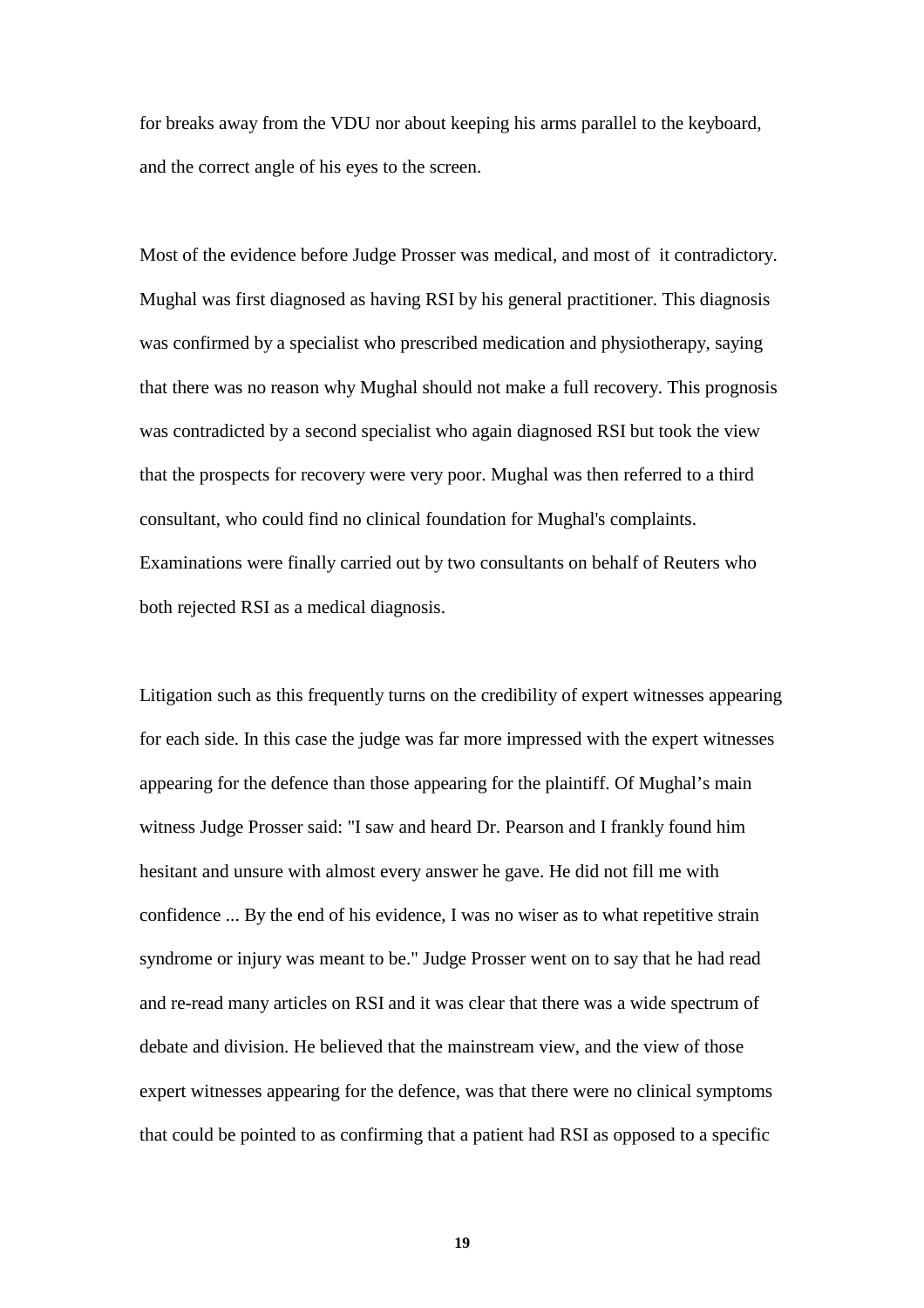for breaks away from the VDU nor about keeping his arms parallel to the keyboard, and the correct angle of his eyes to the screen.

Most of the evidence before Judge Prosser was medical, and most of it contradictory. Mughal was first diagnosed as having RSI by his general practitioner. This diagnosis was confirmed by a specialist who prescribed medication and physiotherapy, saying that there was no reason why Mughal should not make a full recovery. This prognosis was contradicted by a second specialist who again diagnosed RSI but took the view that the prospects for recovery were very poor. Mughal was then referred to a third consultant, who could find no clinical foundation for Mughal's complaints. Examinations were finally carried out by two consultants on behalf of Reuters who both rejected RSI as a medical diagnosis.

Litigation such as this frequently turns on the credibility of expert witnesses appearing for each side. In this case the judge was far more impressed with the expert witnesses appearing for the defence than those appearing for the plaintiff. Of Mughal's main witness Judge Prosser said: "I saw and heard Dr. Pearson and I frankly found him hesitant and unsure with almost every answer he gave. He did not fill me with confidence ... By the end of his evidence, I was no wiser as to what repetitive strain syndrome or injury was meant to be." Judge Prosser went on to say that he had read and re-read many articles on RSI and it was clear that there was a wide spectrum of debate and division. He believed that the mainstream view, and the view of those expert witnesses appearing for the defence, was that there were no clinical symptoms that could be pointed to as confirming that a patient had RSI as opposed to a specific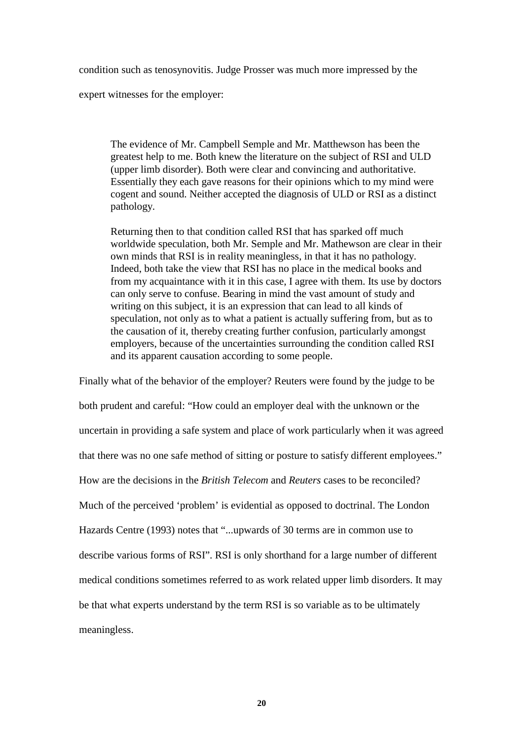condition such as tenosynovitis. Judge Prosser was much more impressed by the expert witnesses for the employer:

> The evidence of Mr. Campbell Semple and Mr. Matthewson has been the greatest help to me. Both knew the literature on the subject of RSI and ULD (upper limb disorder). Both were clear and convincing and authoritative. Essentially they each gave reasons for their opinions which to my mind were cogent and sound. Neither accepted the diagnosis of ULD or RSI as a distinct pathology.
>
> Returning then to that condition called RSI that has sparked off much worldwide speculation, both Mr. Semple and Mr. Mathewson are clear in their own minds that RSI is in reality meaningless, in that it has no pathology. Indeed, both take the view that RSI has no place in the medical books and from my acquaintance with it in this case, I agree with them. Its use by doctors can only serve to confuse. Bearing in mind the vast amount of study and writing on this subject, it is an expression that can lead to all kinds of speculation, not only as to what a patient is actually suffering from, but as to the causation of it, thereby creating further confusion, particularly amongst employers, because of the uncertainties surrounding the condition called RSI and its apparent causation according to some people.

Finally what of the behavior of the employer? Reuters were found by the judge to be both prudent and careful: "How could an employer deal with the unknown or the uncertain in providing a safe system and place of work particularly when it was agreed that there was no one safe method of sitting or posture to satisfy different employees." How are the decisions in the *British Telecom* and *Reuters* cases to be reconciled? Much of the perceived 'problem' is evidential as opposed to doctrinal. The London Hazards Centre (1993) notes that "...upwards of 30 terms are in common use to describe various forms of RSI". RSI is only shorthand for a large number of different medical conditions sometimes referred to as work related upper limb disorders. It may be that what experts understand by the term RSI is so variable as to be ultimately meaningless.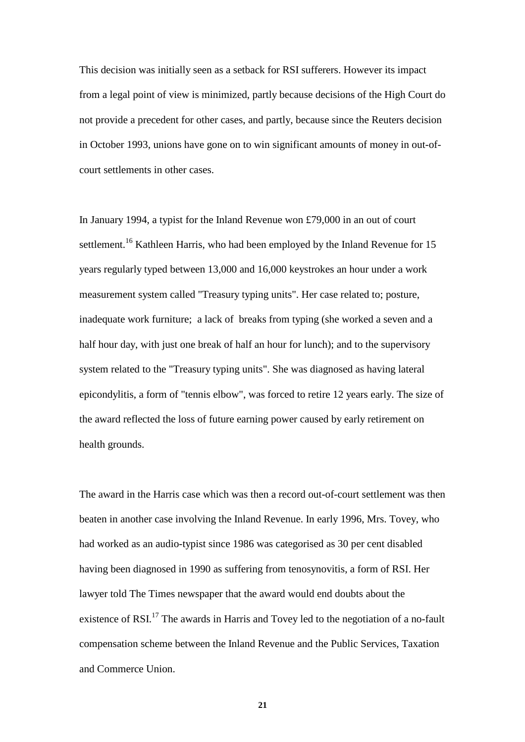This decision was initially seen as a setback for RSI sufferers. However its impact from a legal point of view is minimized, partly because decisions of the High Court do not provide a precedent for other cases, and partly, because since the Reuters decision in October 1993, unions have gone on to win significant amounts of money in out-of-court settlements in other cases.

In January 1994, a typist for the Inland Revenue won £79,000 in an out of court settlement.[16] Kathleen Harris, who had been employed by the Inland Revenue for 15 years regularly typed between 13,000 and 16,000 keystrokes an hour under a work measurement system called "Treasury typing units". Her case related to; posture, inadequate work furniture; a lack of breaks from typing (she worked a seven and a half hour day, with just one break of half an hour for lunch); and to the supervisory system related to the "Treasury typing units". She was diagnosed as having lateral epicondylitis, a form of "tennis elbow", was forced to retire 12 years early. The size of the award reflected the loss of future earning power caused by early retirement on health grounds.

The award in the Harris case which was then a record out-of-court settlement was then beaten in another case involving the Inland Revenue. In early 1996, Mrs. Tovey, who had worked as an audio-typist since 1986 was categorised as 30 per cent disabled having been diagnosed in 1990 as suffering from tenosynovitis, a form of RSI. Her lawyer told The Times newspaper that the award would end doubts about the existence of RSI.[17] The awards in Harris and Tovey led to the negotiation of a no-fault compensation scheme between the Inland Revenue and the Public Services, Taxation and Commerce Union.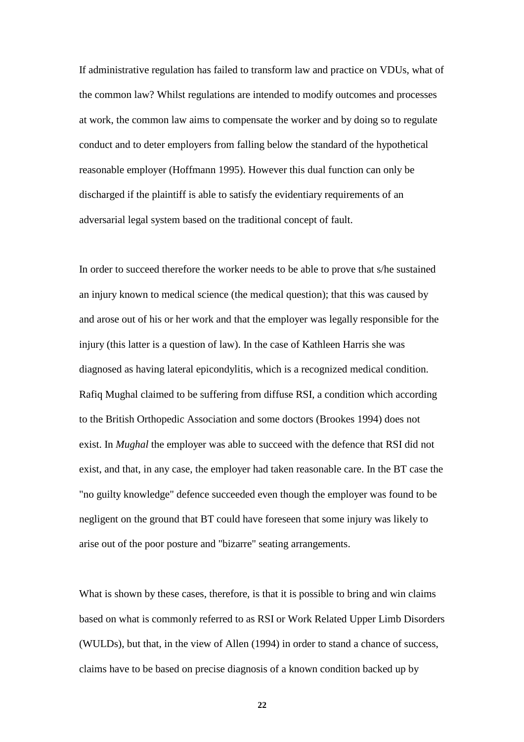If administrative regulation has failed to transform law and practice on VDUs, what of the common law? Whilst regulations are intended to modify outcomes and processes at work, the common law aims to compensate the worker and by doing so to regulate conduct and to deter employers from falling below the standard of the hypothetical reasonable employer (Hoffmann 1995). However this dual function can only be discharged if the plaintiff is able to satisfy the evidentiary requirements of an adversarial legal system based on the traditional concept of fault.

In order to succeed therefore the worker needs to be able to prove that s/he sustained an injury known to medical science (the medical question); that this was caused by and arose out of his or her work and that the employer was legally responsible for the injury (this latter is a question of law). In the case of Kathleen Harris she was diagnosed as having lateral epicondylitis, which is a recognized medical condition. Rafiq Mughal claimed to be suffering from diffuse RSI, a condition which according to the British Orthopedic Association and some doctors (Brookes 1994) does not exist. In *Mughal* the employer was able to succeed with the defence that RSI did not exist, and that, in any case, the employer had taken reasonable care. In the BT case the "no guilty knowledge" defence succeeded even though the employer was found to be negligent on the ground that BT could have foreseen that some injury was likely to arise out of the poor posture and "bizarre" seating arrangements.

What is shown by these cases, therefore, is that it is possible to bring and win claims based on what is commonly referred to as RSI or Work Related Upper Limb Disorders (WULDs), but that, in the view of Allen (1994) in order to stand a chance of success, claims have to be based on precise diagnosis of a known condition backed up by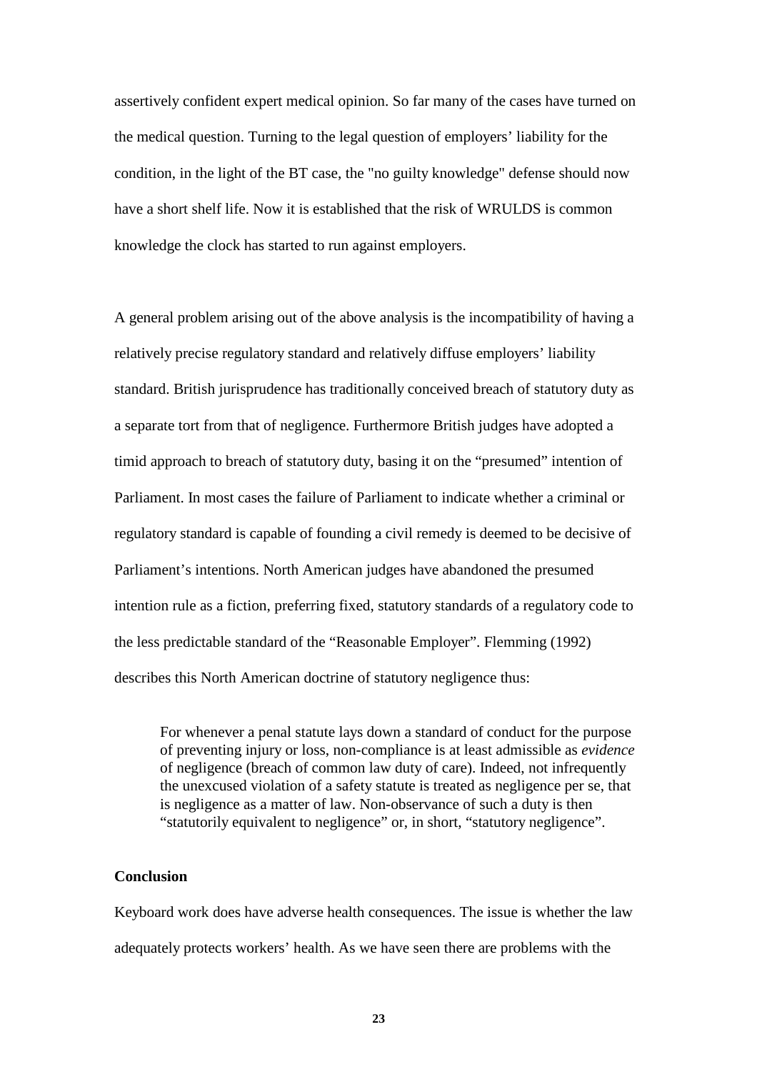assertively confident expert medical opinion. So far many of the cases have turned on the medical question. Turning to the legal question of employers' liability for the condition, in the light of the BT case, the "no guilty knowledge" defense should now have a short shelf life. Now it is established that the risk of WRULDS is common knowledge the clock has started to run against employers.

A general problem arising out of the above analysis is the incompatibility of having a relatively precise regulatory standard and relatively diffuse employers' liability standard. British jurisprudence has traditionally conceived breach of statutory duty as a separate tort from that of negligence. Furthermore British judges have adopted a timid approach to breach of statutory duty, basing it on the "presumed" intention of Parliament. In most cases the failure of Parliament to indicate whether a criminal or regulatory standard is capable of founding a civil remedy is deemed to be decisive of Parliament's intentions. North American judges have abandoned the presumed intention rule as a fiction, preferring fixed, statutory standards of a regulatory code to the less predictable standard of the "Reasonable Employer". Flemming (1992) describes this North American doctrine of statutory negligence thus:

> For whenever a penal statute lays down a standard of conduct for the purpose of preventing injury or loss, non-compliance is at least admissible as *evidence* of negligence (breach of common law duty of care). Indeed, not infrequently the unexcused violation of a safety statute is treated as negligence per se, that is negligence as a matter of law. Non-observance of such a duty is then "statutorily equivalent to negligence" or, in short, "statutory negligence".

**Conclusion**

Keyboard work does have adverse health consequences. The issue is whether the law adequately protects workers' health. As we have seen there are problems with the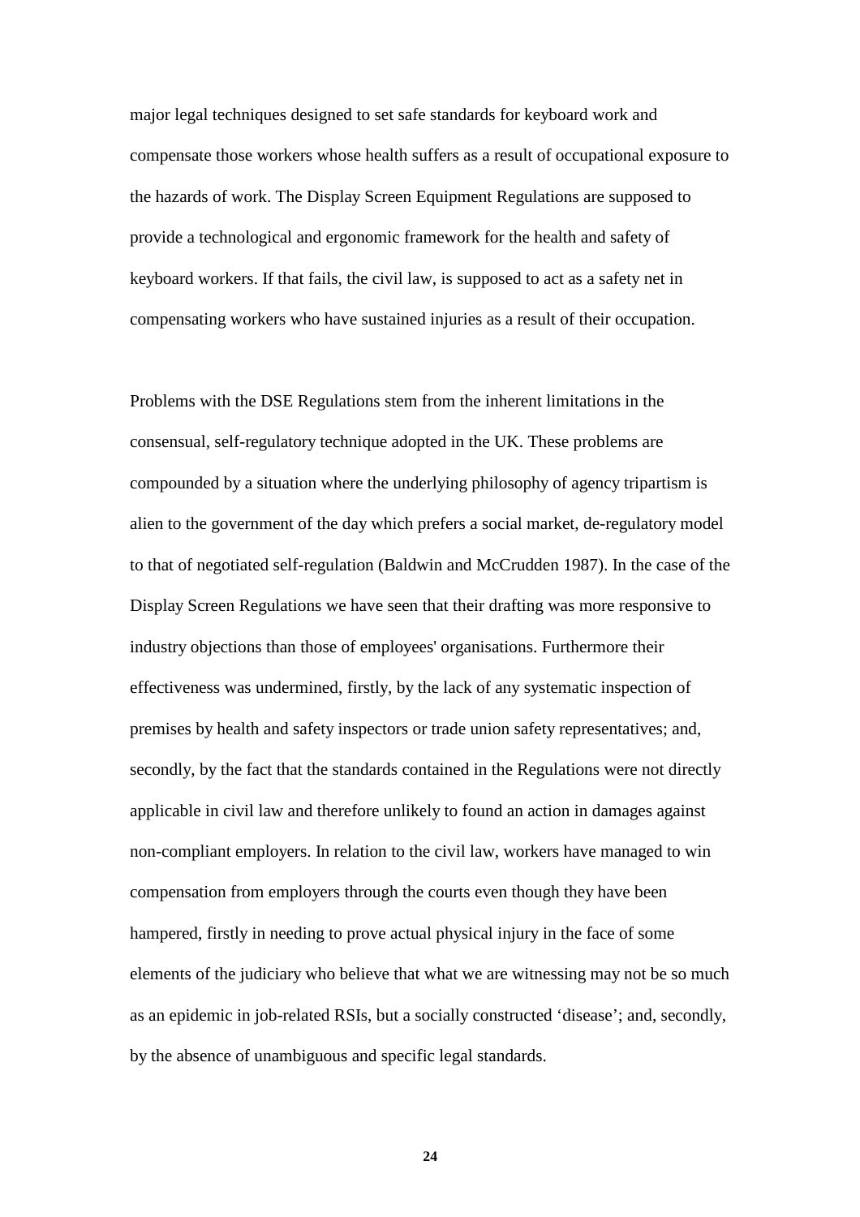major legal techniques designed to set safe standards for keyboard work and compensate those workers whose health suffers as a result of occupational exposure to the hazards of work. The Display Screen Equipment Regulations are supposed to provide a technological and ergonomic framework for the health and safety of keyboard workers. If that fails, the civil law, is supposed to act as a safety net in compensating workers who have sustained injuries as a result of their occupation.

Problems with the DSE Regulations stem from the inherent limitations in the consensual, self-regulatory technique adopted in the UK. These problems are compounded by a situation where the underlying philosophy of agency tripartism is alien to the government of the day which prefers a social market, de-regulatory model to that of negotiated self-regulation (Baldwin and McCrudden 1987). In the case of the Display Screen Regulations we have seen that their drafting was more responsive to industry objections than those of employees' organisations. Furthermore their effectiveness was undermined, firstly, by the lack of any systematic inspection of premises by health and safety inspectors or trade union safety representatives; and, secondly, by the fact that the standards contained in the Regulations were not directly applicable in civil law and therefore unlikely to found an action in damages against non-compliant employers. In relation to the civil law, workers have managed to win compensation from employers through the courts even though they have been hampered, firstly in needing to prove actual physical injury in the face of some elements of the judiciary who believe that what we are witnessing may not be so much as an epidemic in job-related RSIs, but a socially constructed 'disease'; and, secondly, by the absence of unambiguous and specific legal standards.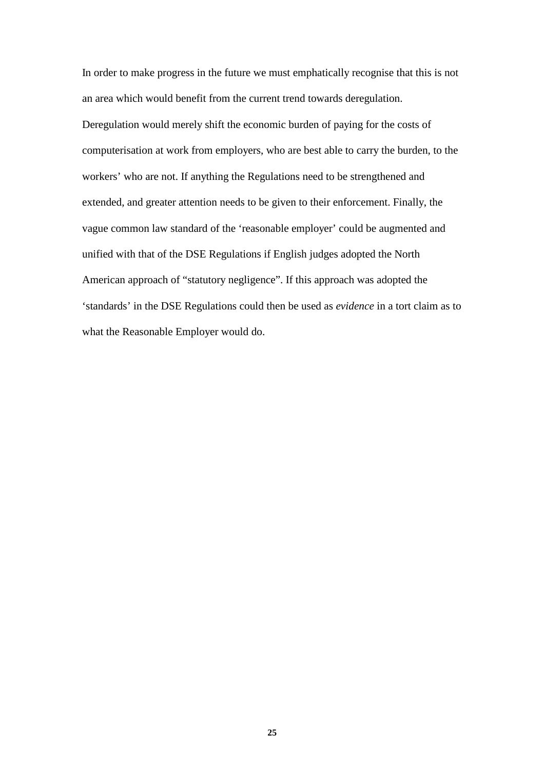In order to make progress in the future we must emphatically recognise that this is not an area which would benefit from the current trend towards deregulation. Deregulation would merely shift the economic burden of paying for the costs of computerisation at work from employers, who are best able to carry the burden, to the workers' who are not. If anything the Regulations need to be strengthened and extended, and greater attention needs to be given to their enforcement. Finally, the vague common law standard of the 'reasonable employer' could be augmented and unified with that of the DSE Regulations if English judges adopted the North American approach of "statutory negligence". If this approach was adopted the 'standards' in the DSE Regulations could then be used as *evidence* in a tort claim as to what the Reasonable Employer would do.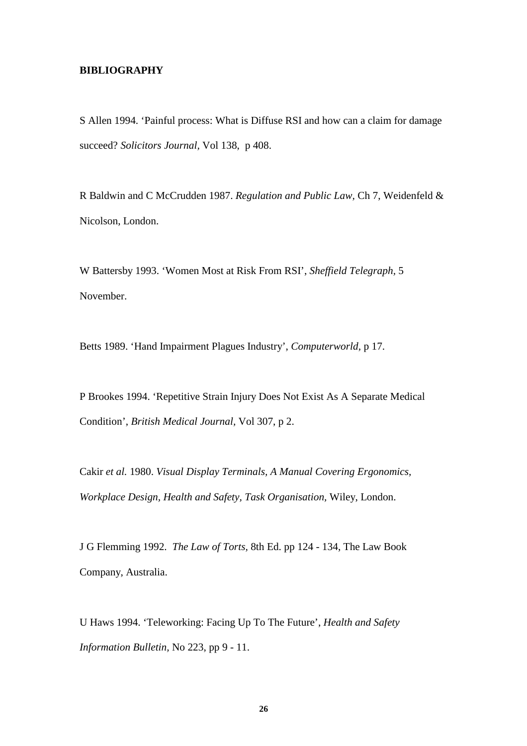**BIBLIOGRAPHY**

S Allen 1994. 'Painful process: What is Diffuse RSI and how can a claim for damage succeed? *Solicitors Journal,* Vol 138, p 408.

R Baldwin and C McCrudden 1987. *Regulation and Public Law,* Ch 7, Weidenfeld & Nicolson, London.

W Battersby 1993. 'Women Most at Risk From RSI', *Sheffield Telegraph,* 5 November.

Betts 1989. 'Hand Impairment Plagues Industry', *Computerworld,* p 17.

P Brookes 1994. 'Repetitive Strain Injury Does Not Exist As A Separate Medical Condition', *British Medical Journal,* Vol 307, p 2.

Cakir *et al.* 1980. *Visual Display Terminals, A Manual Covering Ergonomics, Workplace Design, Health and Safety, Task Organisation,* Wiley, London.

J G Flemming 1992. *The Law of Torts,* 8th Ed. pp 124 - 134, The Law Book Company, Australia.

U Haws 1994. 'Teleworking: Facing Up To The Future', *Health and Safety Information Bulletin,* No 223, pp 9 - 11.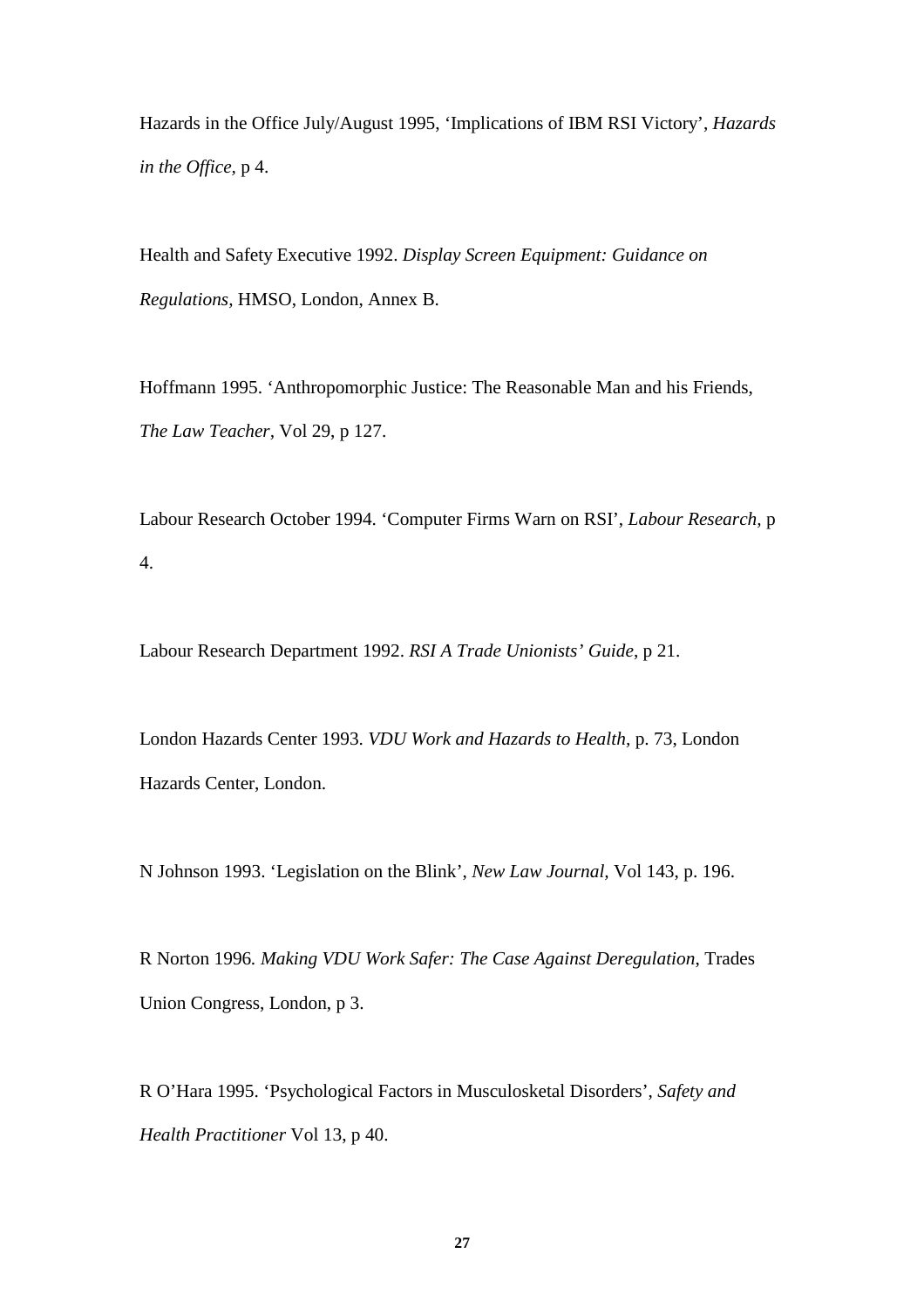Hazards in the Office July/August 1995, 'Implications of IBM RSI Victory', *Hazards in the Office*, p 4.

Health and Safety Executive 1992. *Display Screen Equipment: Guidance on Regulations*, HMSO, London, Annex B.

Hoffmann 1995. 'Anthropomorphic Justice: The Reasonable Man and his Friends, *The Law Teacher*, Vol 29, p 127.

Labour Research October 1994. 'Computer Firms Warn on RSI', *Labour Research*, p 4.

Labour Research Department 1992. *RSI A Trade Unionists' Guide*, p 21.

London Hazards Center 1993. *VDU Work and Hazards to Health*, p. 73, London Hazards Center, London.

N Johnson 1993. 'Legislation on the Blink', *New Law Journal*, Vol 143, p. 196.

R Norton 1996. *Making VDU Work Safer: The Case Against Deregulation*, Trades Union Congress, London, p 3.

R O'Hara 1995. 'Psychological Factors in Musculosketal Disorders', *Safety and Health Practitioner* Vol 13, p 40.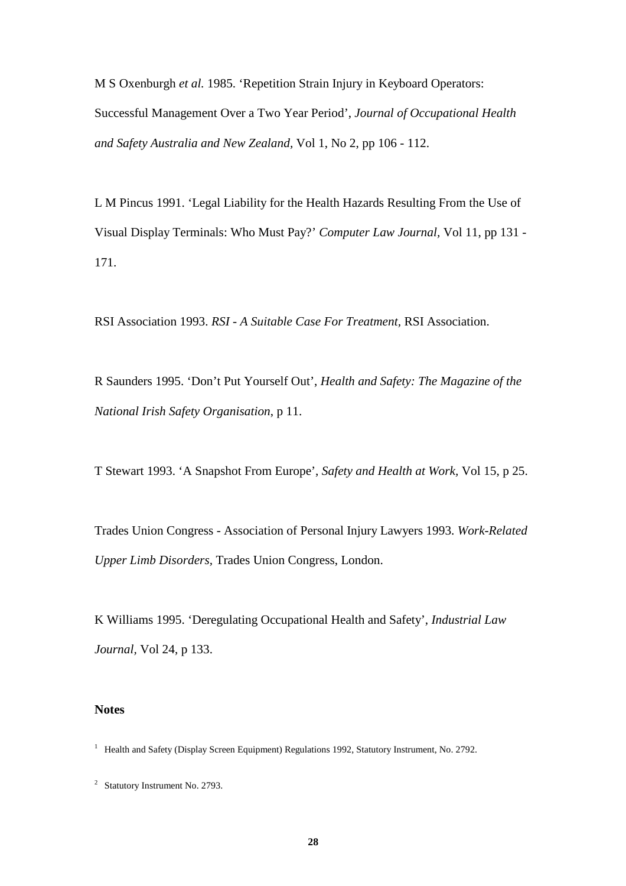M S Oxenburgh *et al.* 1985. 'Repetition Strain Injury in Keyboard Operators: Successful Management Over a Two Year Period', *Journal of Occupational Health and Safety Australia and New Zealand,* Vol 1, No 2, pp 106 - 112.

L M Pincus 1991. 'Legal Liability for the Health Hazards Resulting From the Use of Visual Display Terminals: Who Must Pay?' *Computer Law Journal,* Vol 11, pp 131 - 171.

RSI Association 1993. *RSI - A Suitable Case For Treatment,* RSI Association.

R Saunders 1995. 'Don't Put Yourself Out', *Health and Safety: The Magazine of the National Irish Safety Organisation*, p 11.

T Stewart 1993. 'A Snapshot From Europe', *Safety and Health at Work,* Vol 15, p 25.

Trades Union Congress - Association of Personal Injury Lawyers 1993. *Work-Related Upper Limb Disorders,* Trades Union Congress, London.

K Williams 1995. 'Deregulating Occupational Health and Safety', *Industrial Law Journal,* Vol 24, p 133.

**Notes**

[1] Health and Safety (Display Screen Equipment) Regulations 1992, Statutory Instrument, No. 2792.

[2] Statutory Instrument No. 2793.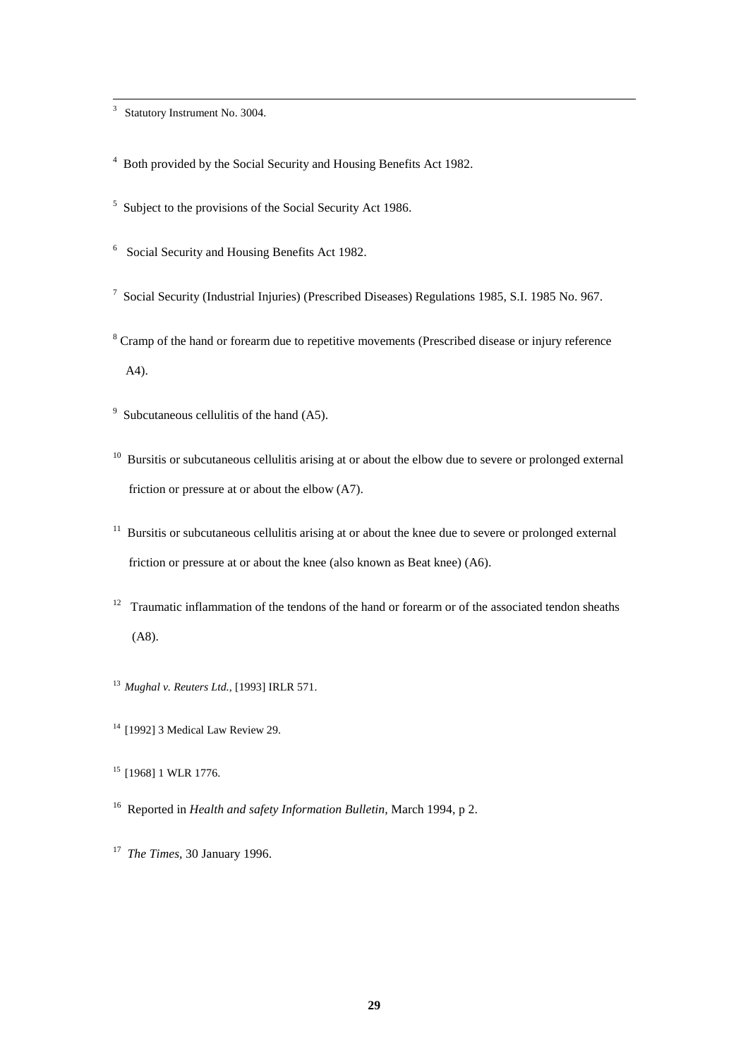[3] Statutory Instrument No. 3004.

[4] Both provided by the Social Security and Housing Benefits Act 1982.

[5] Subject to the provisions of the Social Security Act 1986.

[6] Social Security and Housing Benefits Act 1982.

[7] Social Security (Industrial Injuries) (Prescribed Diseases) Regulations 1985, S.I. 1985 No. 967.

[8] Cramp of the hand or forearm due to repetitive movements (Prescribed disease or injury reference A4).

[9] Subcutaneous cellulitis of the hand (A5).

[10] Bursitis or subcutaneous cellulitis arising at or about the elbow due to severe or prolonged external friction or pressure at or about the elbow (A7).

[11] Bursitis or subcutaneous cellulitis arising at or about the knee due to severe or prolonged external friction or pressure at or about the knee (also known as Beat knee) (A6).

[12] Traumatic inflammation of the tendons of the hand or forearm or of the associated tendon sheaths (A8).

[13] *Mughal v. Reuters Ltd.*, [1993] IRLR 571.

[14] [1992] 3 Medical Law Review 29.

[15] [1968] 1 WLR 1776.

[16] Reported in *Health and safety Information Bulletin*, March 1994, p 2.

[17] *The Times*, 30 January 1996.